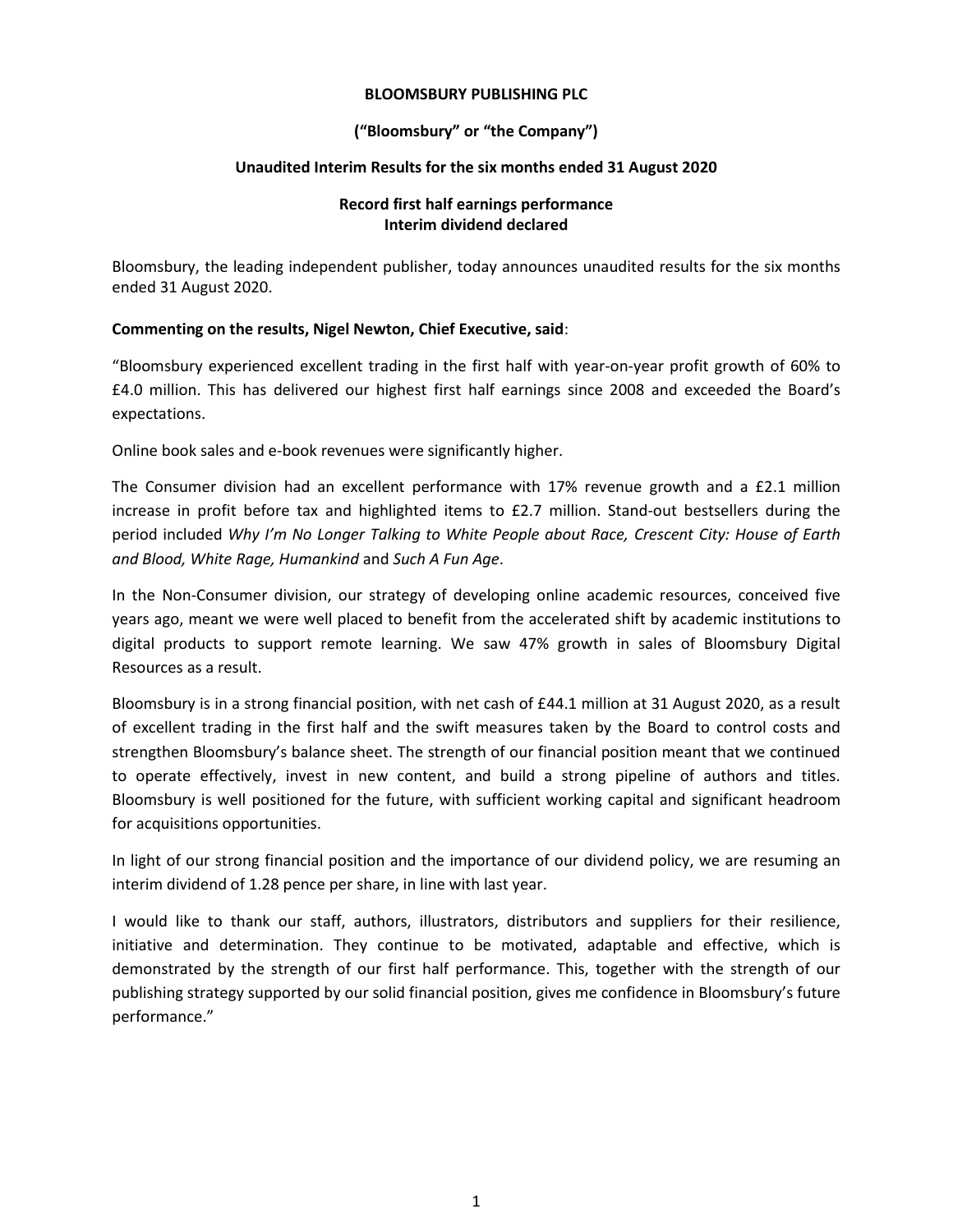**BLOOMSBURY PUBLISHING PLC**

**("Bloomsbury" or "the Company")**

**Unaudited Interim Results for the six months ended 31 August 2020**

**Record first half earnings performance**
**Interim dividend declared**

Bloomsbury, the leading independent publisher, today announces unaudited results for the six months ended 31 August 2020.

**Commenting on the results, Nigel Newton, Chief Executive, said**:

"Bloomsbury experienced excellent trading in the first half with year-on-year profit growth of 60% to £4.0 million. This has delivered our highest first half earnings since 2008 and exceeded the Board's expectations.

Online book sales and e-book revenues were significantly higher.

The Consumer division had an excellent performance with 17% revenue growth and a £2.1 million increase in profit before tax and highlighted items to £2.7 million. Stand-out bestsellers during the period included *Why I'm No Longer Talking to White People about Race, Crescent City: House of Earth and Blood, White Rage, Humankind* and *Such A Fun Age*.

In the Non-Consumer division, our strategy of developing online academic resources, conceived five years ago, meant we were well placed to benefit from the accelerated shift by academic institutions to digital products to support remote learning. We saw 47% growth in sales of Bloomsbury Digital Resources as a result.

Bloomsbury is in a strong financial position, with net cash of £44.1 million at 31 August 2020, as a result of excellent trading in the first half and the swift measures taken by the Board to control costs and strengthen Bloomsbury's balance sheet. The strength of our financial position meant that we continued to operate effectively, invest in new content, and build a strong pipeline of authors and titles. Bloomsbury is well positioned for the future, with sufficient working capital and significant headroom for acquisitions opportunities.

In light of our strong financial position and the importance of our dividend policy, we are resuming an interim dividend of 1.28 pence per share, in line with last year.

I would like to thank our staff, authors, illustrators, distributors and suppliers for their resilience, initiative and determination. They continue to be motivated, adaptable and effective, which is demonstrated by the strength of our first half performance. This, together with the strength of our publishing strategy supported by our solid financial position, gives me confidence in Bloomsbury's future performance."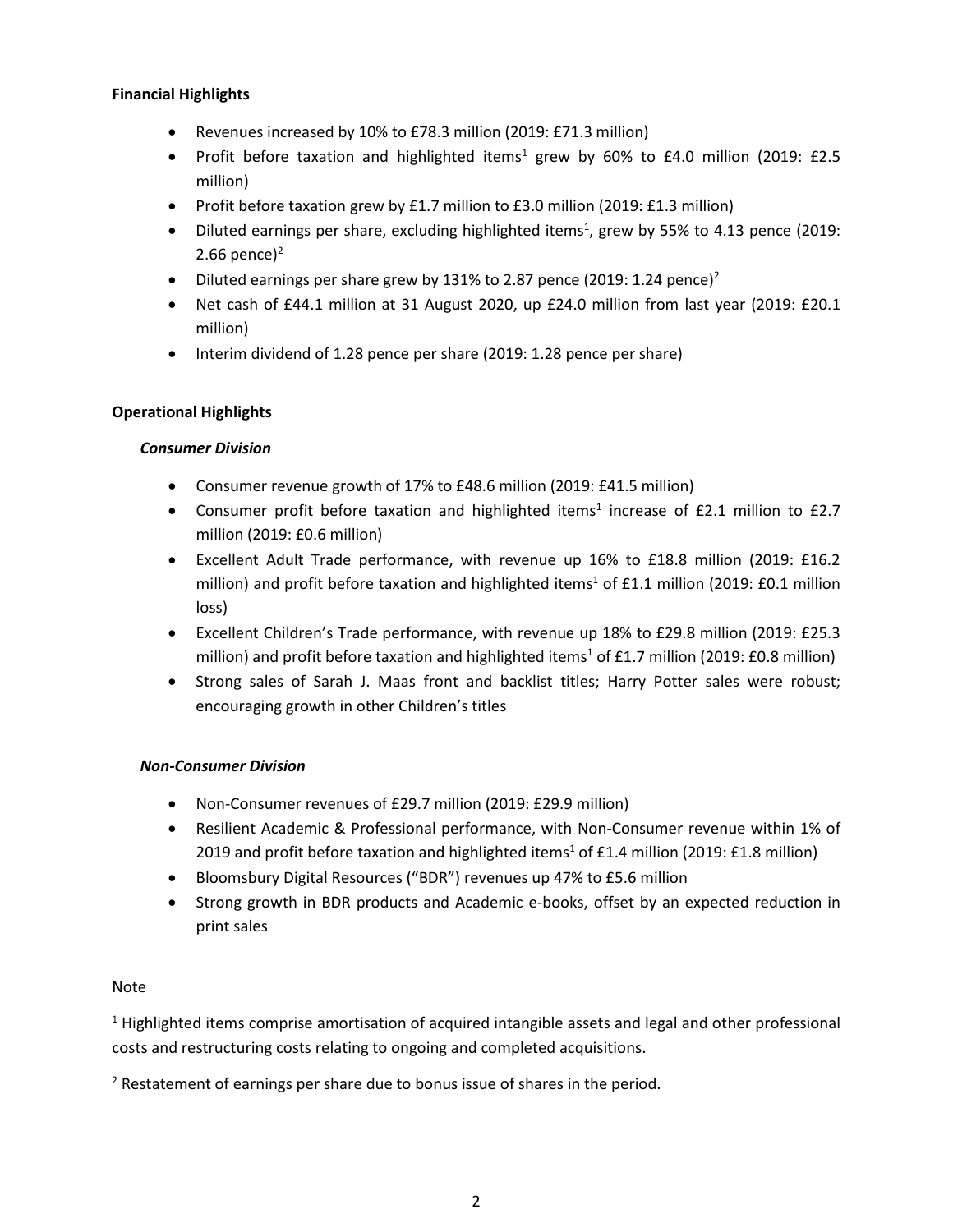**Financial Highlights**

- Revenues increased by 10% to £78.3 million (2019: £71.3 million)
- Profit before taxation and highlighted items[1] grew by 60% to £4.0 million (2019: £2.5 million)
- Profit before taxation grew by £1.7 million to £3.0 million (2019: £1.3 million)
- Diluted earnings per share, excluding highlighted items[1], grew by 55% to 4.13 pence (2019: 2.66 pence)[2]
- Diluted earnings per share grew by 131% to 2.87 pence (2019: 1.24 pence)[2]
- Net cash of £44.1 million at 31 August 2020, up £24.0 million from last year (2019: £20.1 million)
- Interim dividend of 1.28 pence per share (2019: 1.28 pence per share)

**Operational Highlights**

***Consumer Division***

- Consumer revenue growth of 17% to £48.6 million (2019: £41.5 million)
- Consumer profit before taxation and highlighted items[1] increase of £2.1 million to £2.7 million (2019: £0.6 million)
- Excellent Adult Trade performance, with revenue up 16% to £18.8 million (2019: £16.2 million) and profit before taxation and highlighted items[1] of £1.1 million (2019: £0.1 million loss)
- Excellent Children's Trade performance, with revenue up 18% to £29.8 million (2019: £25.3 million) and profit before taxation and highlighted items[1] of £1.7 million (2019: £0.8 million)
- Strong sales of Sarah J. Maas front and backlist titles; Harry Potter sales were robust; encouraging growth in other Children's titles

***Non-Consumer Division***

- Non-Consumer revenues of £29.7 million (2019: £29.9 million)
- Resilient Academic & Professional performance, with Non-Consumer revenue within 1% of 2019 and profit before taxation and highlighted items[1] of £1.4 million (2019: £1.8 million)
- Bloomsbury Digital Resources ("BDR") revenues up 47% to £5.6 million
- Strong growth in BDR products and Academic e-books, offset by an expected reduction in print sales

Note

[1] Highlighted items comprise amortisation of acquired intangible assets and legal and other professional costs and restructuring costs relating to ongoing and completed acquisitions.

[2] Restatement of earnings per share due to bonus issue of shares in the period.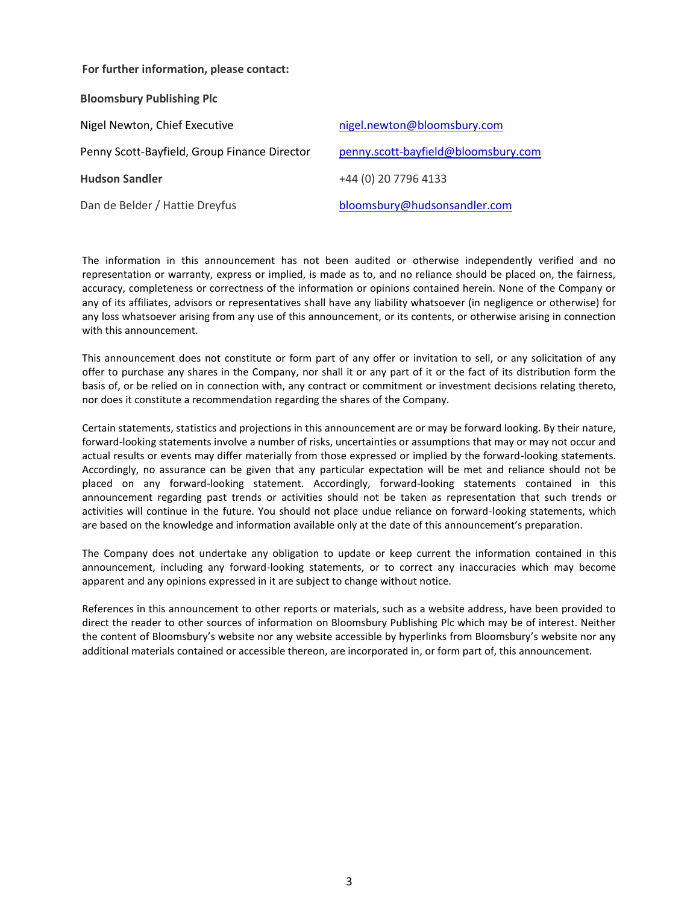**For further information, please contact:**

| | |
|---|---|
| **Bloomsbury Publishing Plc** | |
| Nigel Newton, Chief Executive | nigel.newton@bloomsbury.com |
| Penny Scott-Bayfield, Group Finance Director | penny.scott-bayfield@bloomsbury.com |
| **Hudson Sandler** | +44 (0) 20 7796 4133 |
| Dan de Belder / Hattie Dreyfus | bloomsbury@hudsonsandler.com |

The information in this announcement has not been audited or otherwise independently verified and no representation or warranty, express or implied, is made as to, and no reliance should be placed on, the fairness, accuracy, completeness or correctness of the information or opinions contained herein. None of the Company or any of its affiliates, advisors or representatives shall have any liability whatsoever (in negligence or otherwise) for any loss whatsoever arising from any use of this announcement, or its contents, or otherwise arising in connection with this announcement.

This announcement does not constitute or form part of any offer or invitation to sell, or any solicitation of any offer to purchase any shares in the Company, nor shall it or any part of it or the fact of its distribution form the basis of, or be relied on in connection with, any contract or commitment or investment decisions relating thereto, nor does it constitute a recommendation regarding the shares of the Company.

Certain statements, statistics and projections in this announcement are or may be forward looking. By their nature, forward-looking statements involve a number of risks, uncertainties or assumptions that may or may not occur and actual results or events may differ materially from those expressed or implied by the forward-looking statements. Accordingly, no assurance can be given that any particular expectation will be met and reliance should not be placed on any forward-looking statement. Accordingly, forward-looking statements contained in this announcement regarding past trends or activities should not be taken as representation that such trends or activities will continue in the future. You should not place undue reliance on forward-looking statements, which are based on the knowledge and information available only at the date of this announcement's preparation.

The Company does not undertake any obligation to update or keep current the information contained in this announcement, including any forward-looking statements, or to correct any inaccuracies which may become apparent and any opinions expressed in it are subject to change without notice.

References in this announcement to other reports or materials, such as a website address, have been provided to direct the reader to other sources of information on Bloomsbury Publishing Plc which may be of interest. Neither the content of Bloomsbury's website nor any website accessible by hyperlinks from Bloomsbury's website nor any additional materials contained or accessible thereon, are incorporated in, or form part of, this announcement.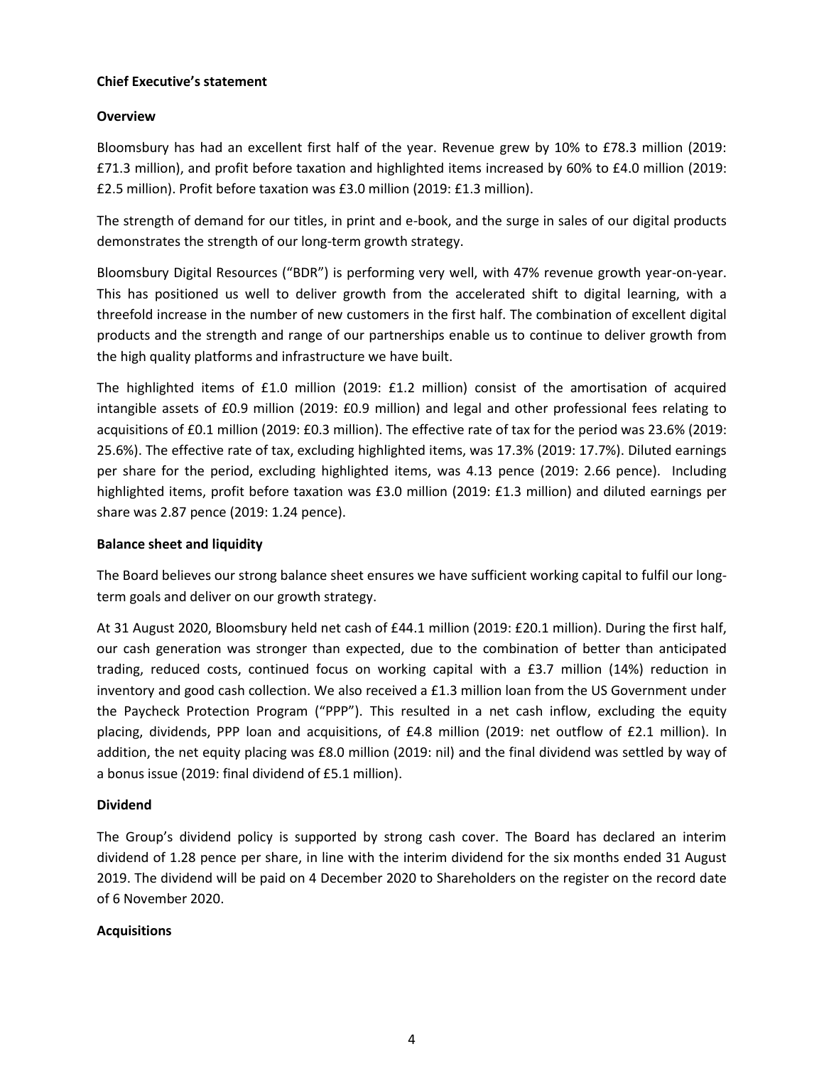## Chief Executive's statement

### Overview

Bloomsbury has had an excellent first half of the year. Revenue grew by 10% to £78.3 million (2019: £71.3 million), and profit before taxation and highlighted items increased by 60% to £4.0 million (2019: £2.5 million). Profit before taxation was £3.0 million (2019: £1.3 million).

The strength of demand for our titles, in print and e-book, and the surge in sales of our digital products demonstrates the strength of our long-term growth strategy.

Bloomsbury Digital Resources ("BDR") is performing very well, with 47% revenue growth year-on-year. This has positioned us well to deliver growth from the accelerated shift to digital learning, with a threefold increase in the number of new customers in the first half. The combination of excellent digital products and the strength and range of our partnerships enable us to continue to deliver growth from the high quality platforms and infrastructure we have built.

The highlighted items of £1.0 million (2019: £1.2 million) consist of the amortisation of acquired intangible assets of £0.9 million (2019: £0.9 million) and legal and other professional fees relating to acquisitions of £0.1 million (2019: £0.3 million). The effective rate of tax for the period was 23.6% (2019: 25.6%). The effective rate of tax, excluding highlighted items, was 17.3% (2019: 17.7%). Diluted earnings per share for the period, excluding highlighted items, was 4.13 pence (2019: 2.66 pence). Including highlighted items, profit before taxation was £3.0 million (2019: £1.3 million) and diluted earnings per share was 2.87 pence (2019: 1.24 pence).

### Balance sheet and liquidity

The Board believes our strong balance sheet ensures we have sufficient working capital to fulfil our long-term goals and deliver on our growth strategy.

At 31 August 2020, Bloomsbury held net cash of £44.1 million (2019: £20.1 million). During the first half, our cash generation was stronger than expected, due to the combination of better than anticipated trading, reduced costs, continued focus on working capital with a £3.7 million (14%) reduction in inventory and good cash collection. We also received a £1.3 million loan from the US Government under the Paycheck Protection Program ("PPP"). This resulted in a net cash inflow, excluding the equity placing, dividends, PPP loan and acquisitions, of £4.8 million (2019: net outflow of £2.1 million). In addition, the net equity placing was £8.0 million (2019: nil) and the final dividend was settled by way of a bonus issue (2019: final dividend of £5.1 million).

### Dividend

The Group's dividend policy is supported by strong cash cover. The Board has declared an interim dividend of 1.28 pence per share, in line with the interim dividend for the six months ended 31 August 2019. The dividend will be paid on 4 December 2020 to Shareholders on the register on the record date of 6 November 2020.

### Acquisitions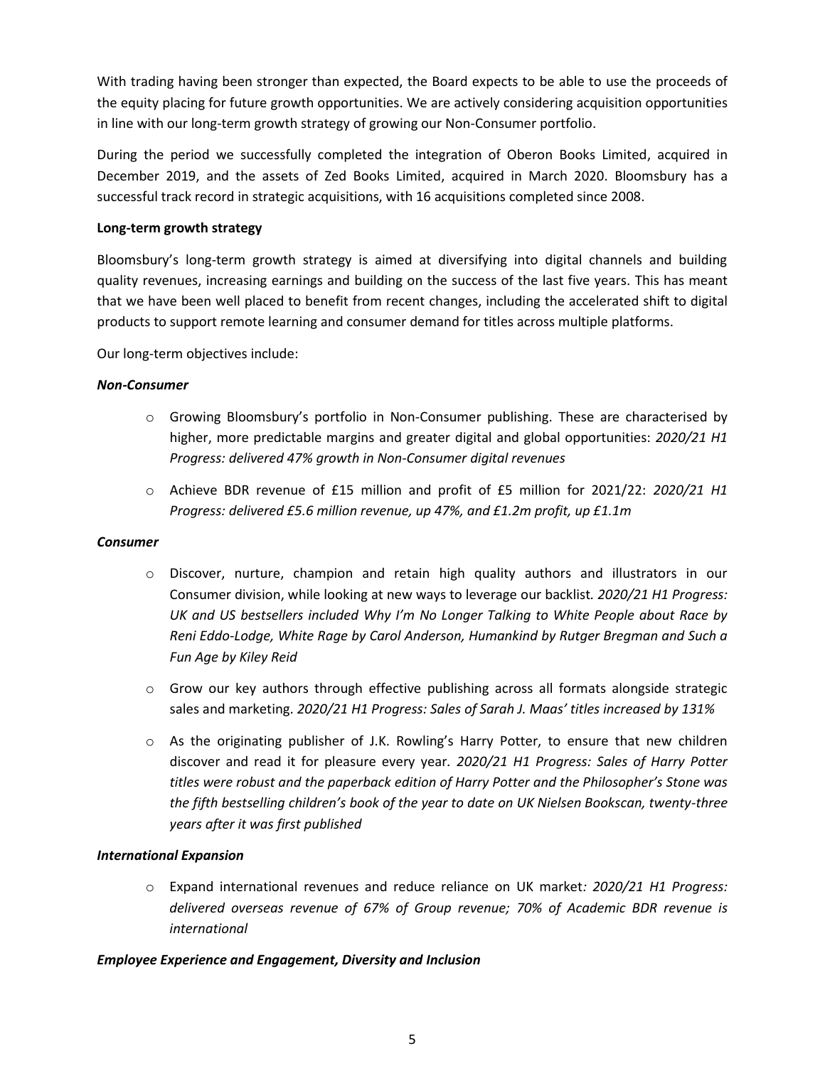With trading having been stronger than expected, the Board expects to be able to use the proceeds of the equity placing for future growth opportunities. We are actively considering acquisition opportunities in line with our long-term growth strategy of growing our Non-Consumer portfolio.

During the period we successfully completed the integration of Oberon Books Limited, acquired in December 2019, and the assets of Zed Books Limited, acquired in March 2020. Bloomsbury has a successful track record in strategic acquisitions, with 16 acquisitions completed since 2008.

**Long-term growth strategy**

Bloomsbury's long-term growth strategy is aimed at diversifying into digital channels and building quality revenues, increasing earnings and building on the success of the last five years. This has meant that we have been well placed to benefit from recent changes, including the accelerated shift to digital products to support remote learning and consumer demand for titles across multiple platforms.

Our long-term objectives include:

***Non-Consumer***

- Growing Bloomsbury's portfolio in Non-Consumer publishing. These are characterised by higher, more predictable margins and greater digital and global opportunities: *2020/21 H1 Progress: delivered 47% growth in Non-Consumer digital revenues*
- Achieve BDR revenue of £15 million and profit of £5 million for 2021/22: *2020/21 H1 Progress: delivered £5.6 million revenue, up 47%, and £1.2m profit, up £1.1m*

***Consumer***

- Discover, nurture, champion and retain high quality authors and illustrators in our Consumer division, while looking at new ways to leverage our backlist. *2020/21 H1 Progress: UK and US bestsellers included Why I'm No Longer Talking to White People about Race by Reni Eddo-Lodge, White Rage by Carol Anderson, Humankind by Rutger Bregman and Such a Fun Age by Kiley Reid*
- Grow our key authors through effective publishing across all formats alongside strategic sales and marketing. *2020/21 H1 Progress: Sales of Sarah J. Maas' titles increased by 131%*
- As the originating publisher of J.K. Rowling's Harry Potter, to ensure that new children discover and read it for pleasure every year. *2020/21 H1 Progress: Sales of Harry Potter titles were robust and the paperback edition of Harry Potter and the Philosopher's Stone was the fifth bestselling children's book of the year to date on UK Nielsen Bookscan, twenty-three years after it was first published*

***International Expansion***

- Expand international revenues and reduce reliance on UK market: *2020/21 H1 Progress: delivered overseas revenue of 67% of Group revenue; 70% of Academic BDR revenue is international*

***Employee Experience and Engagement, Diversity and Inclusion***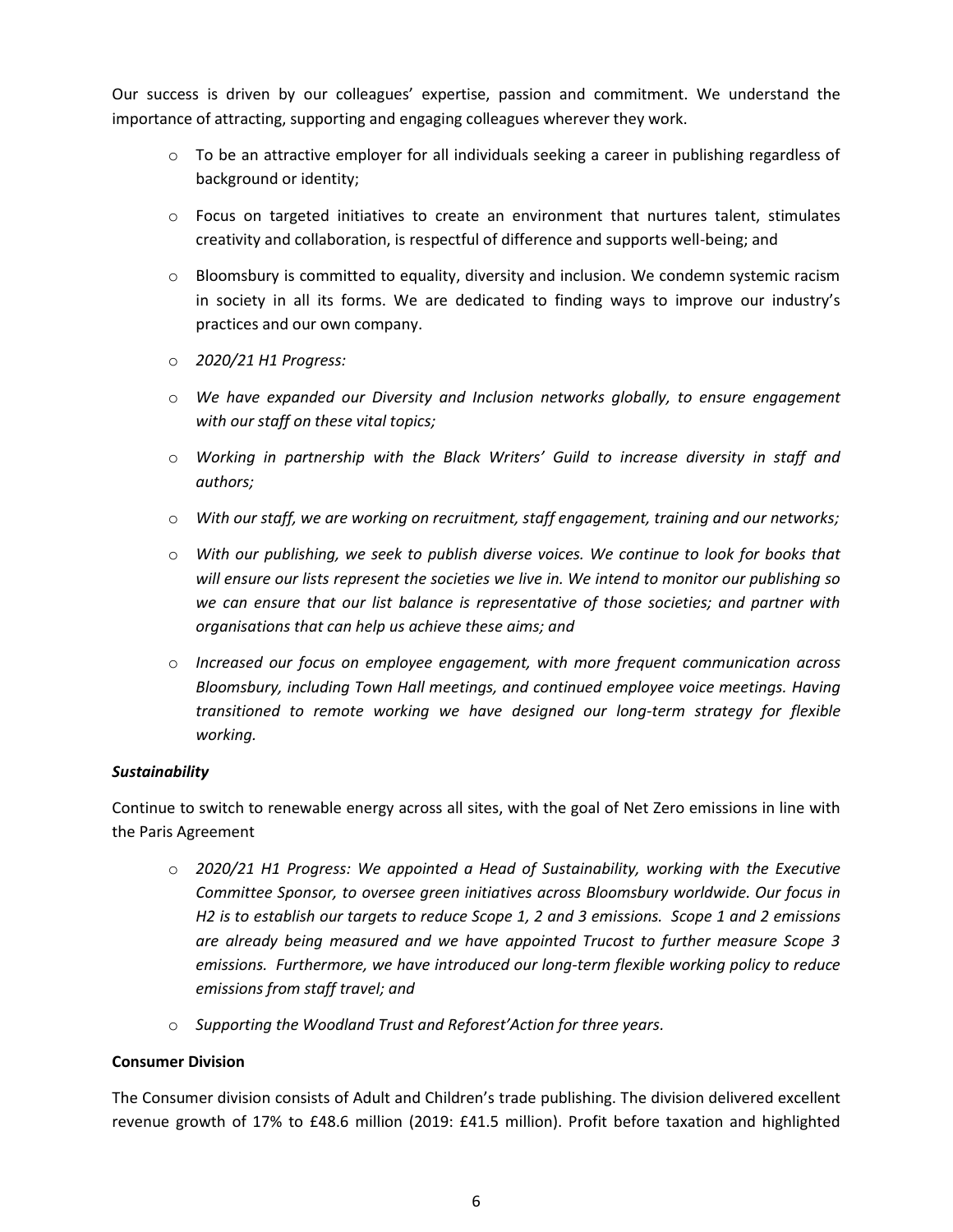Our success is driven by our colleagues' expertise, passion and commitment. We understand the importance of attracting, supporting and engaging colleagues wherever they work.

- To be an attractive employer for all individuals seeking a career in publishing regardless of background or identity;
- Focus on targeted initiatives to create an environment that nurtures talent, stimulates creativity and collaboration, is respectful of difference and supports well-being; and
- Bloomsbury is committed to equality, diversity and inclusion. We condemn systemic racism in society in all its forms. We are dedicated to finding ways to improve our industry's practices and our own company.
- *2020/21 H1 Progress:*
- *We have expanded our Diversity and Inclusion networks globally, to ensure engagement with our staff on these vital topics;*
- *Working in partnership with the Black Writers' Guild to increase diversity in staff and authors;*
- *With our staff, we are working on recruitment, staff engagement, training and our networks;*
- *With our publishing, we seek to publish diverse voices. We continue to look for books that will ensure our lists represent the societies we live in. We intend to monitor our publishing so we can ensure that our list balance is representative of those societies; and partner with organisations that can help us achieve these aims; and*
- *Increased our focus on employee engagement, with more frequent communication across Bloomsbury, including Town Hall meetings, and continued employee voice meetings. Having transitioned to remote working we have designed our long-term strategy for flexible working.*

***Sustainability***

Continue to switch to renewable energy across all sites, with the goal of Net Zero emissions in line with the Paris Agreement

- *2020/21 H1 Progress: We appointed a Head of Sustainability, working with the Executive Committee Sponsor, to oversee green initiatives across Bloomsbury worldwide. Our focus in H2 is to establish our targets to reduce Scope 1, 2 and 3 emissions. Scope 1 and 2 emissions are already being measured and we have appointed Trucost to further measure Scope 3 emissions. Furthermore, we have introduced our long-term flexible working policy to reduce emissions from staff travel; and*
- *Supporting the Woodland Trust and Reforest'Action for three years.*

**Consumer Division**

The Consumer division consists of Adult and Children's trade publishing. The division delivered excellent revenue growth of 17% to £48.6 million (2019: £41.5 million). Profit before taxation and highlighted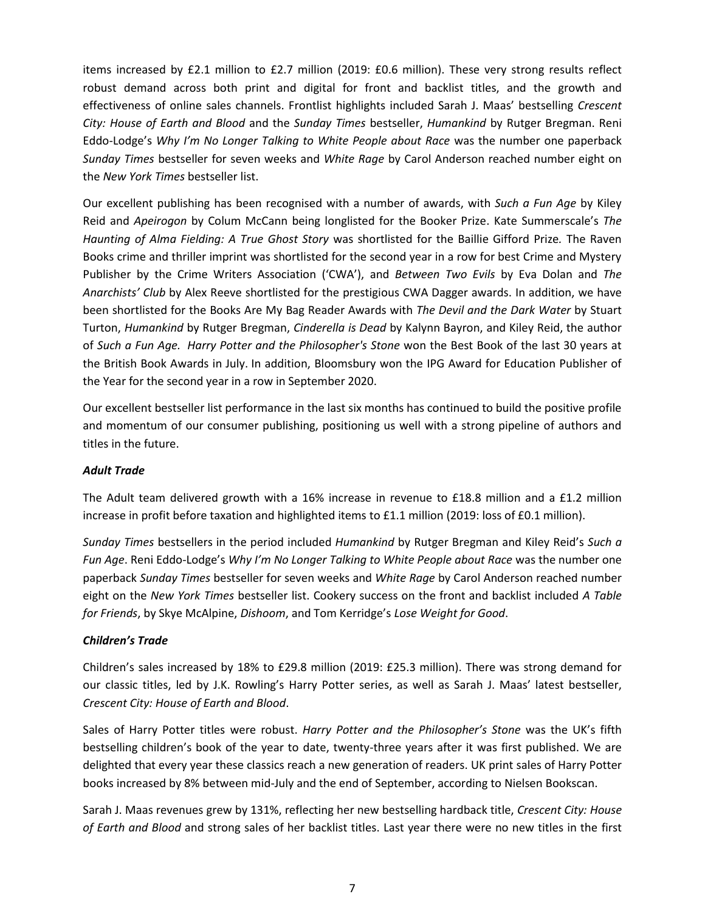items increased by £2.1 million to £2.7 million (2019: £0.6 million). These very strong results reflect robust demand across both print and digital for front and backlist titles, and the growth and effectiveness of online sales channels. Frontlist highlights included Sarah J. Maas' bestselling *Crescent City: House of Earth and Blood* and the *Sunday Times* bestseller, *Humankind* by Rutger Bregman. Reni Eddo-Lodge's *Why I'm No Longer Talking to White People about Race* was the number one paperback *Sunday Times* bestseller for seven weeks and *White Rage* by Carol Anderson reached number eight on the *New York Times* bestseller list.

Our excellent publishing has been recognised with a number of awards, with *Such a Fun Age* by Kiley Reid and *Apeirogon* by Colum McCann being longlisted for the Booker Prize. Kate Summerscale's *The Haunting of Alma Fielding: A True Ghost Story* was shortlisted for the Baillie Gifford Prize*.* The Raven Books crime and thriller imprint was shortlisted for the second year in a row for best Crime and Mystery Publisher by the Crime Writers Association ('CWA'), and *Between Two Evils* by Eva Dolan and *The Anarchists' Club* by Alex Reeve shortlisted for the prestigious CWA Dagger awards. In addition, we have been shortlisted for the Books Are My Bag Reader Awards with *The Devil and the Dark Water* by Stuart Turton, *Humankind* by Rutger Bregman, *Cinderella is Dead* by Kalynn Bayron, and Kiley Reid, the author of *Such a Fun Age. Harry Potter and the Philosopher's Stone* won the Best Book of the last 30 years at the British Book Awards in July. In addition, Bloomsbury won the IPG Award for Education Publisher of the Year for the second year in a row in September 2020.

Our excellent bestseller list performance in the last six months has continued to build the positive profile and momentum of our consumer publishing, positioning us well with a strong pipeline of authors and titles in the future.

### *Adult Trade*

The Adult team delivered growth with a 16% increase in revenue to £18.8 million and a £1.2 million increase in profit before taxation and highlighted items to £1.1 million (2019: loss of £0.1 million).

*Sunday Times* bestsellers in the period included *Humankind* by Rutger Bregman and Kiley Reid's *Such a Fun Age*. Reni Eddo-Lodge's *Why I'm No Longer Talking to White People about Race* was the number one paperback *Sunday Times* bestseller for seven weeks and *White Rage* by Carol Anderson reached number eight on the *New York Times* bestseller list. Cookery success on the front and backlist included *A Table for Friends*, by Skye McAlpine, *Dishoom*, and Tom Kerridge's *Lose Weight for Good*.

### *Children's Trade*

Children's sales increased by 18% to £29.8 million (2019: £25.3 million). There was strong demand for our classic titles, led by J.K. Rowling's Harry Potter series, as well as Sarah J. Maas' latest bestseller, *Crescent City: House of Earth and Blood*.

Sales of Harry Potter titles were robust. *Harry Potter and the Philosopher's Stone* was the UK's fifth bestselling children's book of the year to date, twenty-three years after it was first published. We are delighted that every year these classics reach a new generation of readers. UK print sales of Harry Potter books increased by 8% between mid-July and the end of September, according to Nielsen Bookscan.

Sarah J. Maas revenues grew by 131%, reflecting her new bestselling hardback title, *Crescent City: House of Earth and Blood* and strong sales of her backlist titles. Last year there were no new titles in the first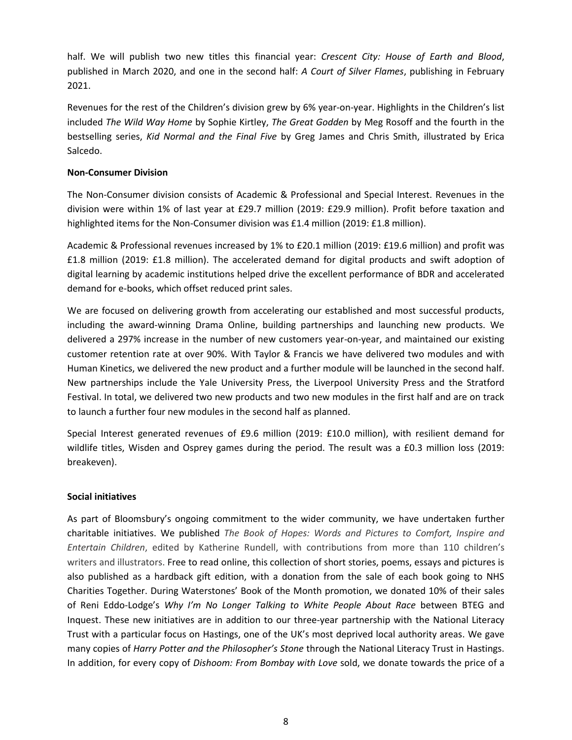half. We will publish two new titles this financial year: *Crescent City: House of Earth and Blood*, published in March 2020, and one in the second half: *A Court of Silver Flames*, publishing in February 2021.

Revenues for the rest of the Children's division grew by 6% year-on-year. Highlights in the Children's list included *The Wild Way Home* by Sophie Kirtley, *The Great Godden* by Meg Rosoff and the fourth in the bestselling series, *Kid Normal and the Final Five* by Greg James and Chris Smith, illustrated by Erica Salcedo.

**Non-Consumer Division**

The Non-Consumer division consists of Academic & Professional and Special Interest. Revenues in the division were within 1% of last year at £29.7 million (2019: £29.9 million). Profit before taxation and highlighted items for the Non-Consumer division was £1.4 million (2019: £1.8 million).

Academic & Professional revenues increased by 1% to £20.1 million (2019: £19.6 million) and profit was £1.8 million (2019: £1.8 million). The accelerated demand for digital products and swift adoption of digital learning by academic institutions helped drive the excellent performance of BDR and accelerated demand for e-books, which offset reduced print sales.

We are focused on delivering growth from accelerating our established and most successful products, including the award-winning Drama Online, building partnerships and launching new products. We delivered a 297% increase in the number of new customers year-on-year, and maintained our existing customer retention rate at over 90%. With Taylor & Francis we have delivered two modules and with Human Kinetics, we delivered the new product and a further module will be launched in the second half. New partnerships include the Yale University Press, the Liverpool University Press and the Stratford Festival. In total, we delivered two new products and two new modules in the first half and are on track to launch a further four new modules in the second half as planned.

Special Interest generated revenues of £9.6 million (2019: £10.0 million), with resilient demand for wildlife titles, Wisden and Osprey games during the period. The result was a £0.3 million loss (2019: breakeven).

**Social initiatives**

As part of Bloomsbury's ongoing commitment to the wider community, we have undertaken further charitable initiatives. We published *The Book of Hopes: Words and Pictures to Comfort, Inspire and Entertain Children*, edited by Katherine Rundell, with contributions from more than 110 children's writers and illustrators. Free to read online, this collection of short stories, poems, essays and pictures is also published as a hardback gift edition, with a donation from the sale of each book going to NHS Charities Together. During Waterstones' Book of the Month promotion, we donated 10% of their sales of Reni Eddo-Lodge's *Why I'm No Longer Talking to White People About Race* between BTEG and Inquest. These new initiatives are in addition to our three-year partnership with the National Literacy Trust with a particular focus on Hastings, one of the UK's most deprived local authority areas. We gave many copies of *Harry Potter and the Philosopher's Stone* through the National Literacy Trust in Hastings. In addition, for every copy of *Dishoom: From Bombay with Love* sold, we donate towards the price of a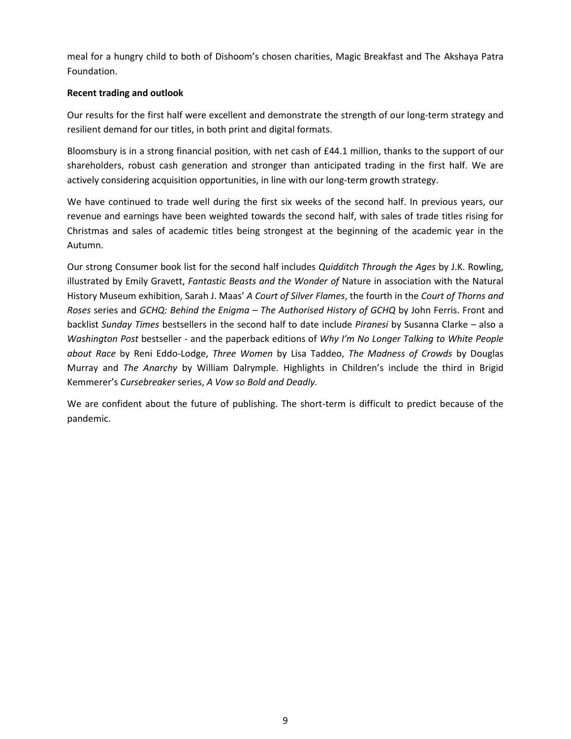meal for a hungry child to both of Dishoom's chosen charities, Magic Breakfast and The Akshaya Patra Foundation.

**Recent trading and outlook**

Our results for the first half were excellent and demonstrate the strength of our long-term strategy and resilient demand for our titles, in both print and digital formats.

Bloomsbury is in a strong financial position, with net cash of £44.1 million, thanks to the support of our shareholders, robust cash generation and stronger than anticipated trading in the first half. We are actively considering acquisition opportunities, in line with our long-term growth strategy.

We have continued to trade well during the first six weeks of the second half. In previous years, our revenue and earnings have been weighted towards the second half, with sales of trade titles rising for Christmas and sales of academic titles being strongest at the beginning of the academic year in the Autumn.

Our strong Consumer book list for the second half includes *Quidditch Through the Ages* by J.K. Rowling, illustrated by Emily Gravett, *Fantastic Beasts and the Wonder of* Nature in association with the Natural History Museum exhibition, Sarah J. Maas' *A Court of Silver Flames*, the fourth in the *Court of Thorns and Roses* series and *GCHQ: Behind the Enigma – The Authorised History of GCHQ* by John Ferris. Front and backlist *Sunday Times* bestsellers in the second half to date include *Piranesi* by Susanna Clarke – also a *Washington Post* bestseller - and the paperback editions of *Why I'm No Longer Talking to White People about Race* by Reni Eddo-Lodge, *Three Women* by Lisa Taddeo, *The Madness of Crowds* by Douglas Murray and *The Anarchy* by William Dalrymple. Highlights in Children's include the third in Brigid Kemmerer's *Cursebreaker* series, *A Vow so Bold and Deadly.*

We are confident about the future of publishing. The short-term is difficult to predict because of the pandemic.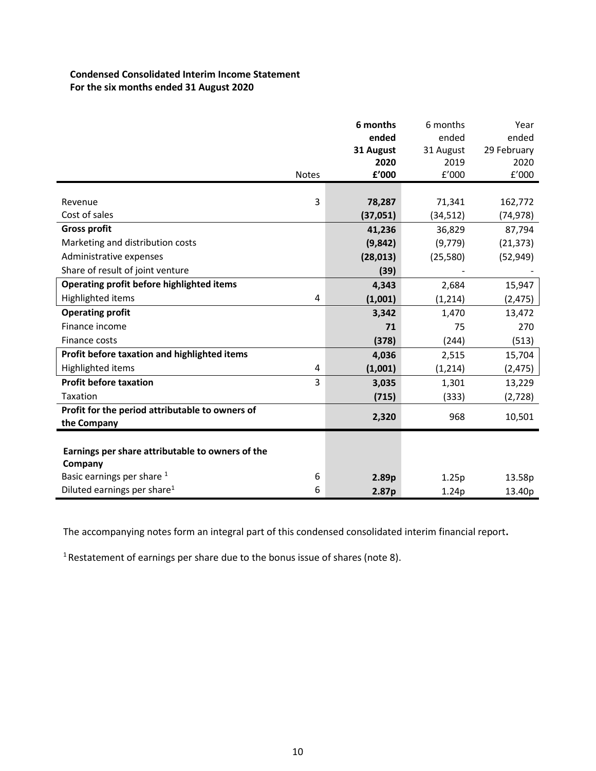**Condensed Consolidated Interim Income Statement**
**For the six months ended 31 August 2020**

| | Notes | **6 months ended 31 August 2020 £'000** | 6 months ended 31 August 2019 £'000 | Year ended 29 February 2020 £'000 |
|---|---|---|---|---|
| Revenue | 3 | **78,287** | 71,341 | 162,772 |
| Cost of sales | | **(37,051)** | (34,512) | (74,978) |
| **Gross profit** | | **41,236** | 36,829 | 87,794 |
| Marketing and distribution costs | | **(9,842)** | (9,779) | (21,373) |
| Administrative expenses | | **(28,013)** | (25,580) | (52,949) |
| Share of result of joint venture | | **(39)** | - | - |
| **Operating profit before highlighted items** | | **4,343** | 2,684 | 15,947 |
| Highlighted items | 4 | **(1,001)** | (1,214) | (2,475) |
| **Operating profit** | | **3,342** | 1,470 | 13,472 |
| Finance income | | **71** | 75 | 270 |
| Finance costs | | **(378)** | (244) | (513) |
| **Profit before taxation and highlighted items** | | **4,036** | 2,515 | 15,704 |
| Highlighted items | 4 | **(1,001)** | (1,214) | (2,475) |
| **Profit before taxation** | 3 | **3,035** | 1,301 | 13,229 |
| Taxation | | **(715)** | (333) | (2,728) |
| **Profit for the period attributable to owners of the Company** | | **2,320** | 968 | 10,501 |
| | | | | |
| **Earnings per share attributable to owners of the Company** | | | | |
| Basic earnings per share [1] | 6 | **2.89p** | 1.25p | 13.58p |
| Diluted earnings per share[1] | 6 | **2.87p** | 1.24p | 13.40p |

The accompanying notes form an integral part of this condensed consolidated interim financial report**.**

[1] Restatement of earnings per share due to the bonus issue of shares (note 8).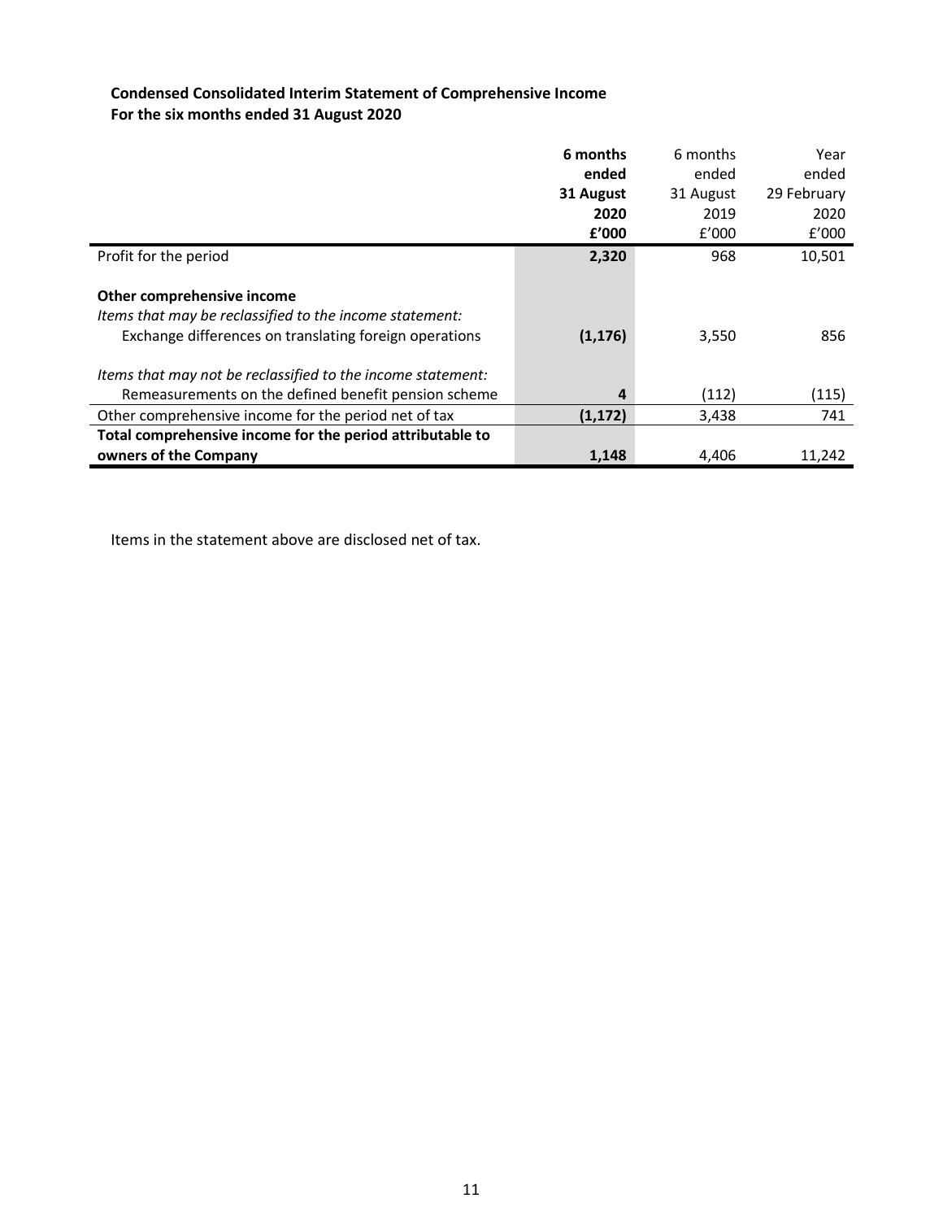**Condensed Consolidated Interim Statement of Comprehensive Income**
**For the six months ended 31 August 2020**

| | **6 months ended 31 August 2020 £'000** | 6 months ended 31 August 2019 £'000 | Year ended 29 February 2020 £'000 |
|---|---|---|---|
| Profit for the period | **2,320** | 968 | 10,501 |
| | | | |
| **Other comprehensive income** | | | |
| *Items that may be reclassified to the income statement:* | | | |
| Exchange differences on translating foreign operations | **(1,176)** | 3,550 | 856 |
| | | | |
| *Items that may not be reclassified to the income statement:* | | | |
| Remeasurements on the defined benefit pension scheme | **4** | (112) | (115) |
| Other comprehensive income for the period net of tax | **(1,172)** | 3,438 | 741 |
| **Total comprehensive income for the period attributable to owners of the Company** | **1,148** | 4,406 | 11,242 |

Items in the statement above are disclosed net of tax.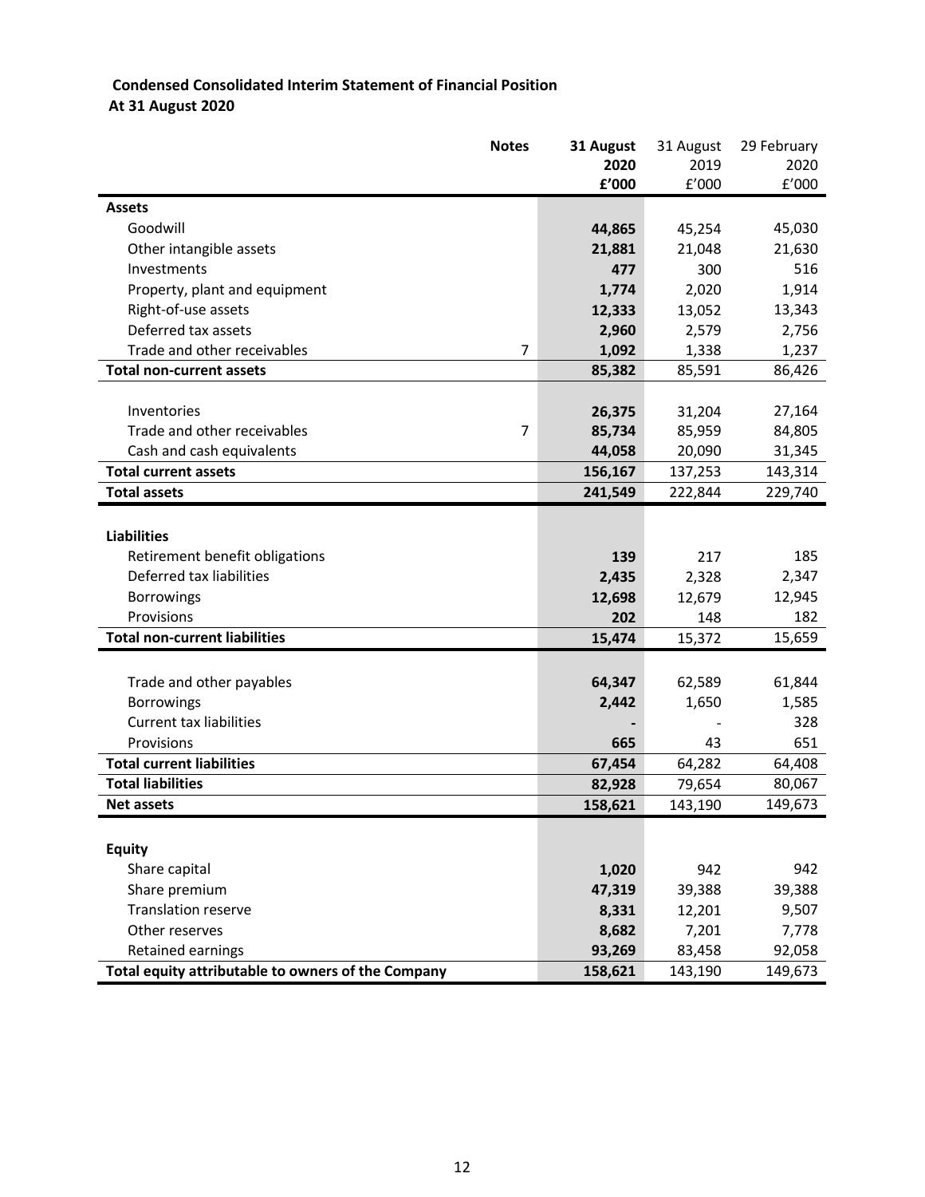**Condensed Consolidated Interim Statement of Financial Position**
**At 31 August 2020**

| | Notes | 31 August 2020 £'000 | 31 August 2019 £'000 | 29 February 2020 £'000 |
|---|---|---|---|---|
| **Assets** | | | | |
| Goodwill | | **44,865** | 45,254 | 45,030 |
| Other intangible assets | | **21,881** | 21,048 | 21,630 |
| Investments | | **477** | 300 | 516 |
| Property, plant and equipment | | **1,774** | 2,020 | 1,914 |
| Right-of-use assets | | **12,333** | 13,052 | 13,343 |
| Deferred tax assets | | **2,960** | 2,579 | 2,756 |
| Trade and other receivables | 7 | **1,092** | 1,338 | 1,237 |
| **Total non-current assets** | | **85,382** | 85,591 | 86,426 |
| | | | | |
| Inventories | | **26,375** | 31,204 | 27,164 |
| Trade and other receivables | 7 | **85,734** | 85,959 | 84,805 |
| Cash and cash equivalents | | **44,058** | 20,090 | 31,345 |
| **Total current assets** | | **156,167** | 137,253 | 143,314 |
| **Total assets** | | **241,549** | 222,844 | 229,740 |
| | | | | |
| **Liabilities** | | | | |
| Retirement benefit obligations | | **139** | 217 | 185 |
| Deferred tax liabilities | | **2,435** | 2,328 | 2,347 |
| Borrowings | | **12,698** | 12,679 | 12,945 |
| Provisions | | **202** | 148 | 182 |
| **Total non-current liabilities** | | **15,474** | 15,372 | 15,659 |
| | | | | |
| Trade and other payables | | **64,347** | 62,589 | 61,844 |
| Borrowings | | **2,442** | 1,650 | 1,585 |
| Current tax liabilities | | **-** | - | 328 |
| Provisions | | **665** | 43 | 651 |
| **Total current liabilities** | | **67,454** | 64,282 | 64,408 |
| **Total liabilities** | | **82,928** | 79,654 | 80,067 |
| **Net assets** | | **158,621** | 143,190 | 149,673 |
| | | | | |
| **Equity** | | | | |
| Share capital | | **1,020** | 942 | 942 |
| Share premium | | **47,319** | 39,388 | 39,388 |
| Translation reserve | | **8,331** | 12,201 | 9,507 |
| Other reserves | | **8,682** | 7,201 | 7,778 |
| Retained earnings | | **93,269** | 83,458 | 92,058 |
| **Total equity attributable to owners of the Company** | | **158,621** | 143,190 | 149,673 |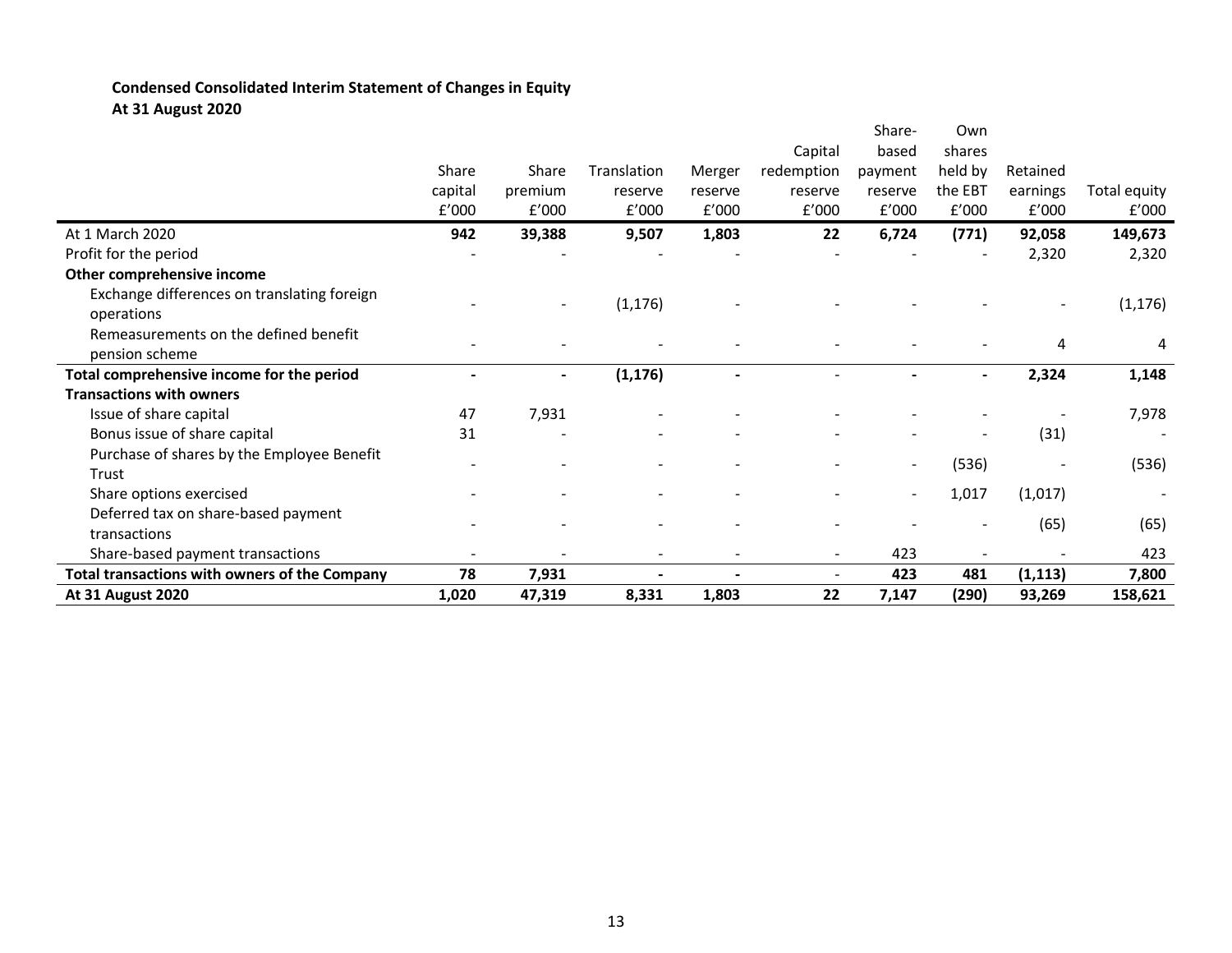**Condensed Consolidated Interim Statement of Changes in Equity**
**At 31 August 2020**

| | Share capital £'000 | Share premium £'000 | Translation reserve £'000 | Merger reserve £'000 | Capital redemption reserve £'000 | Share-based payment reserve £'000 | Own shares held by the EBT £'000 | Retained earnings £'000 | Total equity £'000 |
|---|---|---|---|---|---|---|---|---|---|
| At 1 March 2020 | **942** | **39,388** | **9,507** | **1,803** | **22** | **6,724** | **(771)** | **92,058** | **149,673** |
| Profit for the period | - | - | - | - | - | - | - | 2,320 | 2,320 |
| **Other comprehensive income** | | | | | | | | | |
| Exchange differences on translating foreign operations | - | - | (1,176) | - | - | - | - | - | (1,176) |
| Remeasurements on the defined benefit pension scheme | - | - | - | - | - | - | - | 4 | 4 |
| **Total comprehensive income for the period** | **-** | **-** | **(1,176)** | **-** | - | **-** | **-** | **2,324** | **1,148** |
| **Transactions with owners** | | | | | | | | | |
| Issue of share capital | 47 | 7,931 | - | - | - | - | - | - | 7,978 |
| Bonus issue of share capital | 31 | - | - | - | - | - | - | (31) | - |
| Purchase of shares by the Employee Benefit Trust | - | - | - | - | - | - | (536) | - | (536) |
| Share options exercised | - | - | - | - | - | - | 1,017 | (1,017) | - |
| Deferred tax on share-based payment transactions | - | - | - | - | - | - | - | (65) | (65) |
| Share-based payment transactions | - | - | - | - | - | 423 | - | - | 423 |
| **Total transactions with owners of the Company** | **78** | **7,931** | **-** | **-** | - | **423** | **481** | **(1,113)** | **7,800** |
| **At 31 August 2020** | **1,020** | **47,319** | **8,331** | **1,803** | **22** | **7,147** | **(290)** | **93,269** | **158,621** |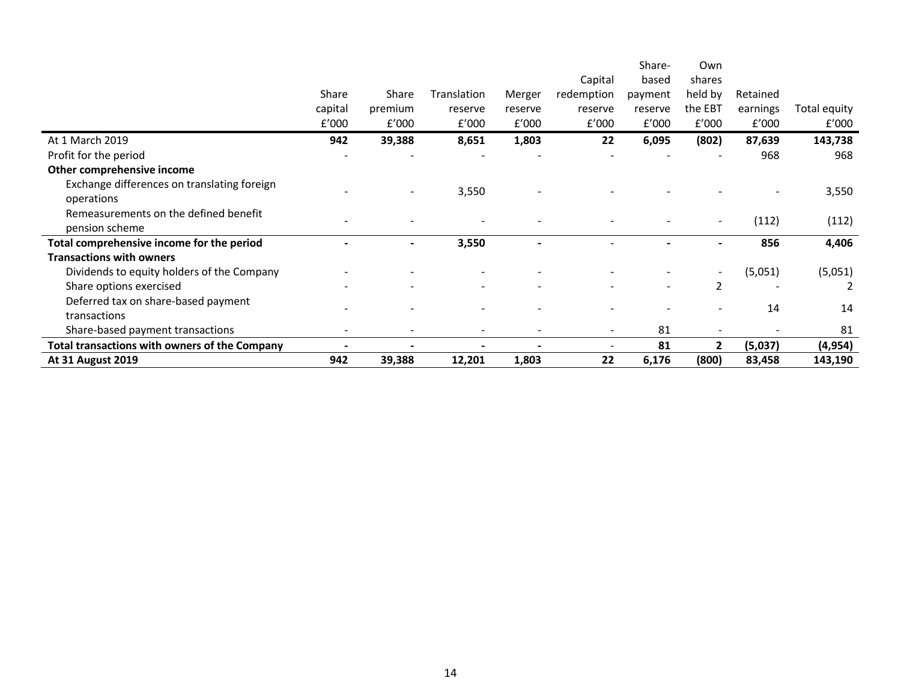| | Share capital £'000 | Share premium £'000 | Translation reserve £'000 | Merger reserve £'000 | Capital redemption reserve £'000 | Share-based payment reserve £'000 | Own shares held by the EBT £'000 | Retained earnings £'000 | Total equity £'000 |
|---|---|---|---|---|---|---|---|---|---|
| At 1 March 2019 | **942** | **39,388** | **8,651** | **1,803** | **22** | **6,095** | **(802)** | **87,639** | **143,738** |
| Profit for the period | - | - | - | - | - | - | - | 968 | 968 |
| **Other comprehensive income** | | | | | | | | | |
| Exchange differences on translating foreign operations | - | - | 3,550 | - | - | - | - | - | 3,550 |
| Remeasurements on the defined benefit pension scheme | - | - | - | - | - | - | - | (112) | (112) |
| **Total comprehensive income for the period** | **-** | **-** | **3,550** | **-** | - | **-** | **-** | **856** | **4,406** |
| **Transactions with owners** | | | | | | | | | |
| Dividends to equity holders of the Company | - | - | - | - | - | - | - | (5,051) | (5,051) |
| Share options exercised | - | - | - | - | - | - | 2 | - | 2 |
| Deferred tax on share-based payment transactions | - | - | - | - | - | - | - | 14 | 14 |
| Share-based payment transactions | - | - | - | - | - | 81 | - | - | 81 |
| **Total transactions with owners of the Company** | **-** | **-** | **-** | **-** | - | **81** | **2** | **(5,037)** | **(4,954)** |
| **At 31 August 2019** | **942** | **39,388** | **12,201** | **1,803** | **22** | **6,176** | **(800)** | **83,458** | **143,190** |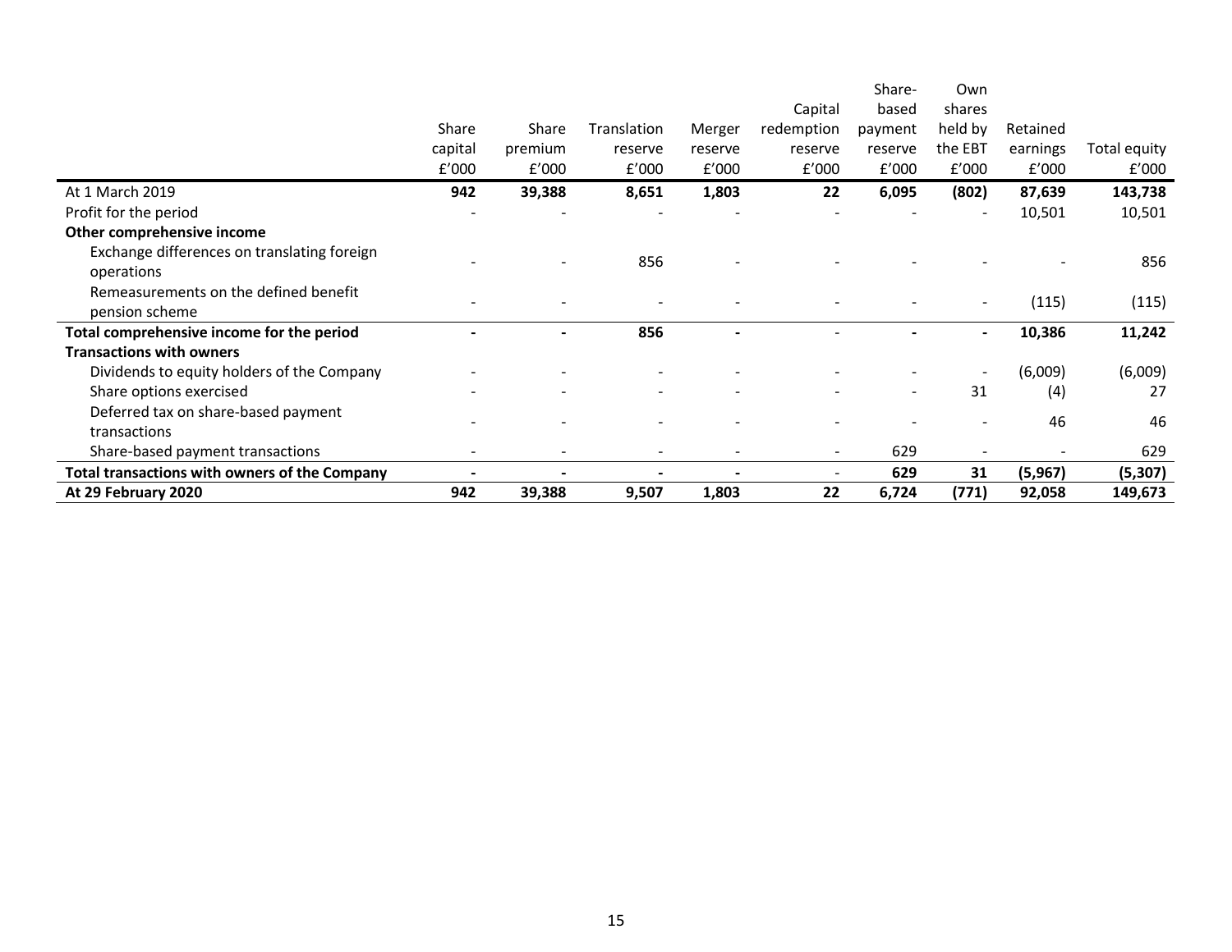| | Share capital £'000 | Share premium £'000 | Translation reserve £'000 | Merger reserve £'000 | Capital redemption reserve £'000 | Share-based payment reserve £'000 | Own shares held by the EBT £'000 | Retained earnings £'000 | Total equity £'000 |
|---|---|---|---|---|---|---|---|---|---|
| At 1 March 2019 | **942** | **39,388** | **8,651** | **1,803** | **22** | **6,095** | **(802)** | **87,639** | **143,738** |
| Profit for the period | - | - | - | - | - | - | - | 10,501 | 10,501 |
| **Other comprehensive income** | | | | | | | | | |
| Exchange differences on translating foreign operations | - | - | 856 | - | - | - | - | - | 856 |
| Remeasurements on the defined benefit pension scheme | - | - | - | - | - | - | - | (115) | (115) |
| **Total comprehensive income for the period** | **-** | **-** | **856** | **-** | - | **-** | **-** | **10,386** | **11,242** |
| **Transactions with owners** | | | | | | | | | |
| Dividends to equity holders of the Company | - | - | - | - | - | - | - | (6,009) | (6,009) |
| Share options exercised | - | - | - | - | - | - | 31 | (4) | 27 |
| Deferred tax on share-based payment transactions | - | - | - | - | - | - | - | 46 | 46 |
| Share-based payment transactions | - | - | - | - | - | 629 | - | - | 629 |
| **Total transactions with owners of the Company** | **-** | **-** | **-** | **-** | - | **629** | **31** | **(5,967)** | **(5,307)** |
| **At 29 February 2020** | **942** | **39,388** | **9,507** | **1,803** | **22** | **6,724** | **(771)** | **92,058** | **149,673** |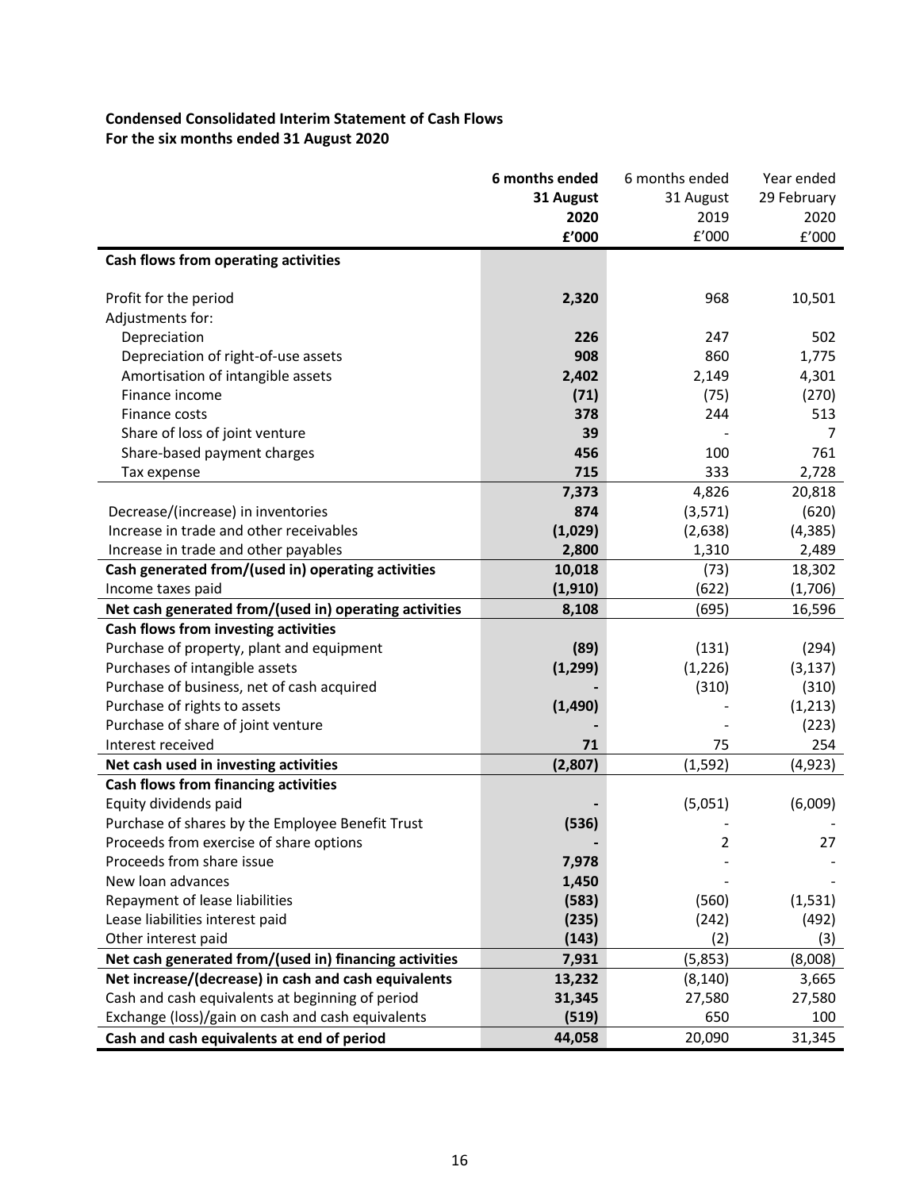**Condensed Consolidated Interim Statement of Cash Flows**
**For the six months ended 31 August 2020**

| | **6 months ended 31 August 2020 £'000** | 6 months ended 31 August 2019 £'000 | Year ended 29 February 2020 £'000 |
|---|---|---|---|
| **Cash flows from operating activities** | | | |
| Profit for the period | **2,320** | 968 | 10,501 |
| Adjustments for: | | | |
| Depreciation | **226** | 247 | 502 |
| Depreciation of right-of-use assets | **908** | 860 | 1,775 |
| Amortisation of intangible assets | **2,402** | 2,149 | 4,301 |
| Finance income | **(71)** | (75) | (270) |
| Finance costs | **378** | 244 | 513 |
| Share of loss of joint venture | **39** | - | 7 |
| Share-based payment charges | **456** | 100 | 761 |
| Tax expense | **715** | 333 | 2,728 |
| | **7,373** | 4,826 | 20,818 |
| Decrease/(increase) in inventories | **874** | (3,571) | (620) |
| Increase in trade and other receivables | **(1,029)** | (2,638) | (4,385) |
| Increase in trade and other payables | **2,800** | 1,310 | 2,489 |
| **Cash generated from/(used in) operating activities** | **10,018** | (73) | 18,302 |
| Income taxes paid | **(1,910)** | (622) | (1,706) |
| **Net cash generated from/(used in) operating activities** | **8,108** | (695) | 16,596 |
| **Cash flows from investing activities** | | | |
| Purchase of property, plant and equipment | **(89)** | (131) | (294) |
| Purchases of intangible assets | **(1,299)** | (1,226) | (3,137) |
| Purchase of business, net of cash acquired | **-** | (310) | (310) |
| Purchase of rights to assets | **(1,490)** | - | (1,213) |
| Purchase of share of joint venture | **-** | - | (223) |
| Interest received | **71** | 75 | 254 |
| **Net cash used in investing activities** | **(2,807)** | (1,592) | (4,923) |
| **Cash flows from financing activities** | | | |
| Equity dividends paid | **-** | (5,051) | (6,009) |
| Purchase of shares by the Employee Benefit Trust | **(536)** | - | - |
| Proceeds from exercise of share options | **-** | 2 | 27 |
| Proceeds from share issue | **7,978** | - | - |
| New loan advances | **1,450** | - | - |
| Repayment of lease liabilities | **(583)** | (560) | (1,531) |
| Lease liabilities interest paid | **(235)** | (242) | (492) |
| Other interest paid | **(143)** | (2) | (3) |
| **Net cash generated from/(used in) financing activities** | **7,931** | (5,853) | (8,008) |
| **Net increase/(decrease) in cash and cash equivalents** | **13,232** | (8,140) | 3,665 |
| Cash and cash equivalents at beginning of period | **31,345** | 27,580 | 27,580 |
| Exchange (loss)/gain on cash and cash equivalents | **(519)** | 650 | 100 |
| **Cash and cash equivalents at end of period** | **44,058** | 20,090 | 31,345 |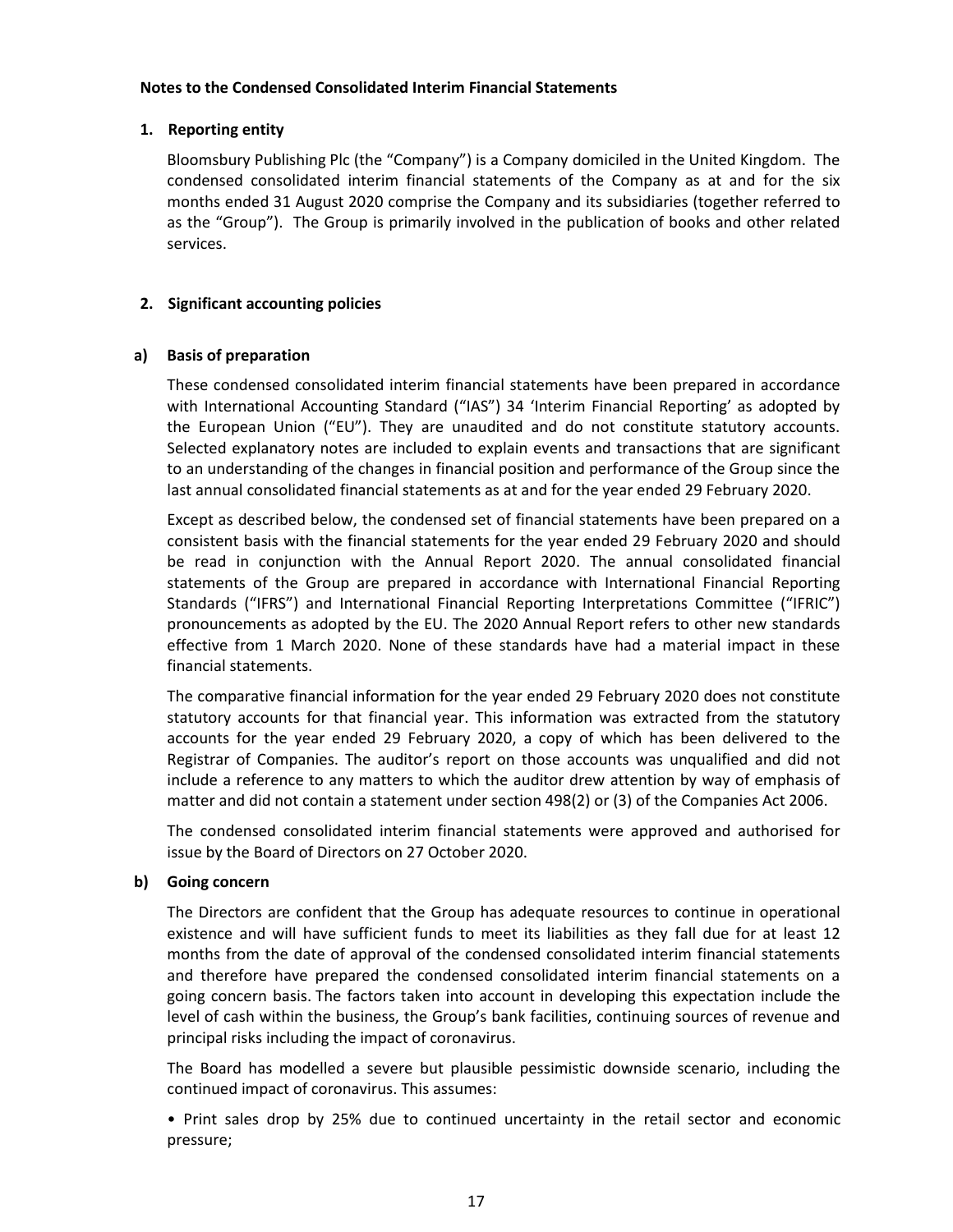**Notes to the Condensed Consolidated Interim Financial Statements**

## 1. Reporting entity

Bloomsbury Publishing Plc (the "Company") is a Company domiciled in the United Kingdom. The condensed consolidated interim financial statements of the Company as at and for the six months ended 31 August 2020 comprise the Company and its subsidiaries (together referred to as the "Group"). The Group is primarily involved in the publication of books and other related services.

## 2. Significant accounting policies

### a) Basis of preparation

These condensed consolidated interim financial statements have been prepared in accordance with International Accounting Standard ("IAS") 34 'Interim Financial Reporting' as adopted by the European Union ("EU"). They are unaudited and do not constitute statutory accounts. Selected explanatory notes are included to explain events and transactions that are significant to an understanding of the changes in financial position and performance of the Group since the last annual consolidated financial statements as at and for the year ended 29 February 2020.

Except as described below, the condensed set of financial statements have been prepared on a consistent basis with the financial statements for the year ended 29 February 2020 and should be read in conjunction with the Annual Report 2020. The annual consolidated financial statements of the Group are prepared in accordance with International Financial Reporting Standards ("IFRS") and International Financial Reporting Interpretations Committee ("IFRIC") pronouncements as adopted by the EU. The 2020 Annual Report refers to other new standards effective from 1 March 2020. None of these standards have had a material impact in these financial statements.

The comparative financial information for the year ended 29 February 2020 does not constitute statutory accounts for that financial year. This information was extracted from the statutory accounts for the year ended 29 February 2020, a copy of which has been delivered to the Registrar of Companies. The auditor's report on those accounts was unqualified and did not include a reference to any matters to which the auditor drew attention by way of emphasis of matter and did not contain a statement under section 498(2) or (3) of the Companies Act 2006.

The condensed consolidated interim financial statements were approved and authorised for issue by the Board of Directors on 27 October 2020.

### b) Going concern

The Directors are confident that the Group has adequate resources to continue in operational existence and will have sufficient funds to meet its liabilities as they fall due for at least 12 months from the date of approval of the condensed consolidated interim financial statements and therefore have prepared the condensed consolidated interim financial statements on a going concern basis. The factors taken into account in developing this expectation include the level of cash within the business, the Group's bank facilities, continuing sources of revenue and principal risks including the impact of coronavirus.

The Board has modelled a severe but plausible pessimistic downside scenario, including the continued impact of coronavirus. This assumes:

- Print sales drop by 25% due to continued uncertainty in the retail sector and economic pressure;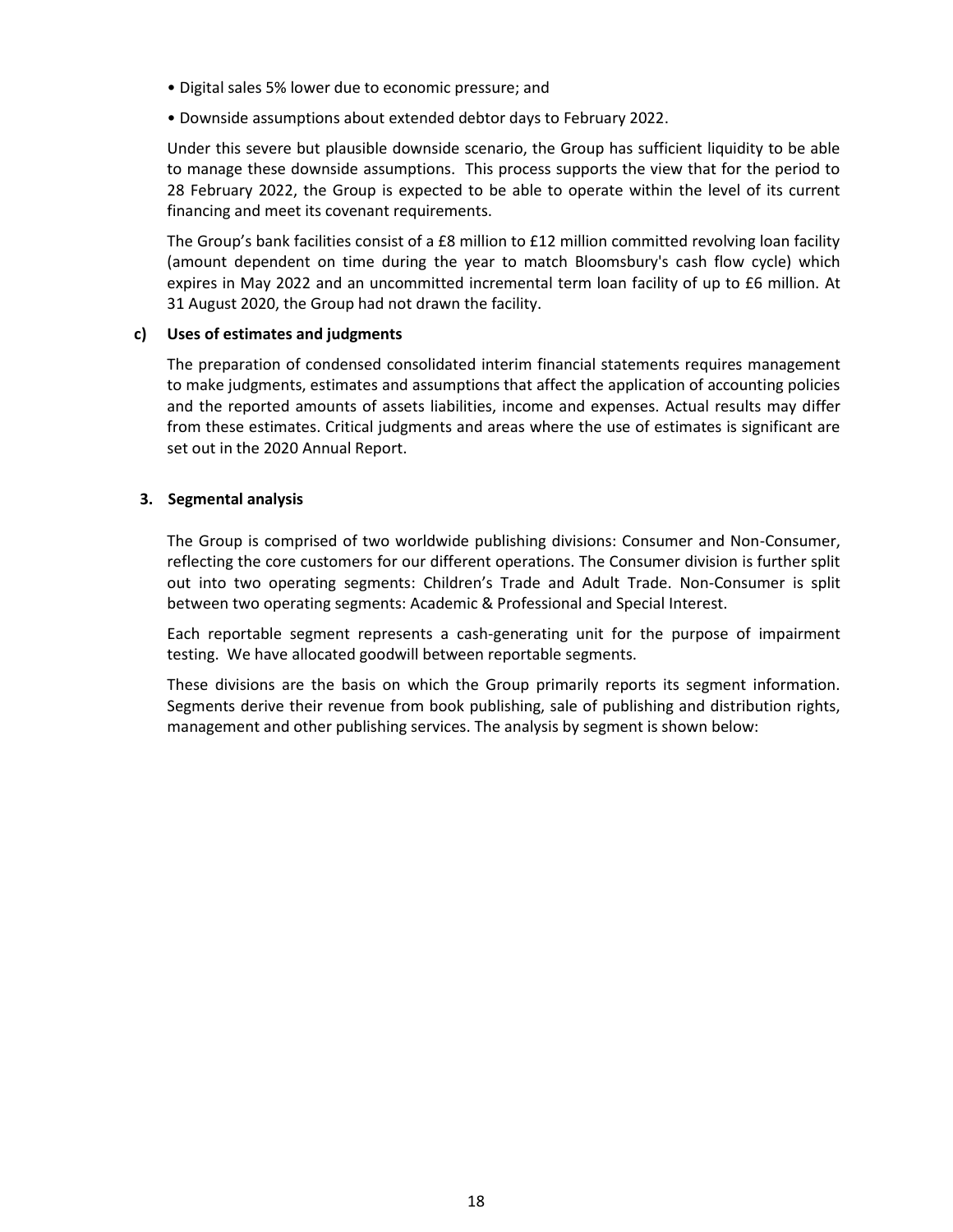- Digital sales 5% lower due to economic pressure; and
- Downside assumptions about extended debtor days to February 2022.

Under this severe but plausible downside scenario, the Group has sufficient liquidity to be able to manage these downside assumptions. This process supports the view that for the period to 28 February 2022, the Group is expected to be able to operate within the level of its current financing and meet its covenant requirements.

The Group's bank facilities consist of a £8 million to £12 million committed revolving loan facility (amount dependent on time during the year to match Bloomsbury's cash flow cycle) which expires in May 2022 and an uncommitted incremental term loan facility of up to £6 million. At 31 August 2020, the Group had not drawn the facility.

### c) Uses of estimates and judgments

The preparation of condensed consolidated interim financial statements requires management to make judgments, estimates and assumptions that affect the application of accounting policies and the reported amounts of assets liabilities, income and expenses. Actual results may differ from these estimates. Critical judgments and areas where the use of estimates is significant are set out in the 2020 Annual Report.

## 3. Segmental analysis

The Group is comprised of two worldwide publishing divisions: Consumer and Non-Consumer, reflecting the core customers for our different operations. The Consumer division is further split out into two operating segments: Children's Trade and Adult Trade. Non-Consumer is split between two operating segments: Academic & Professional and Special Interest.

Each reportable segment represents a cash-generating unit for the purpose of impairment testing. We have allocated goodwill between reportable segments.

These divisions are the basis on which the Group primarily reports its segment information. Segments derive their revenue from book publishing, sale of publishing and distribution rights, management and other publishing services. The analysis by segment is shown below: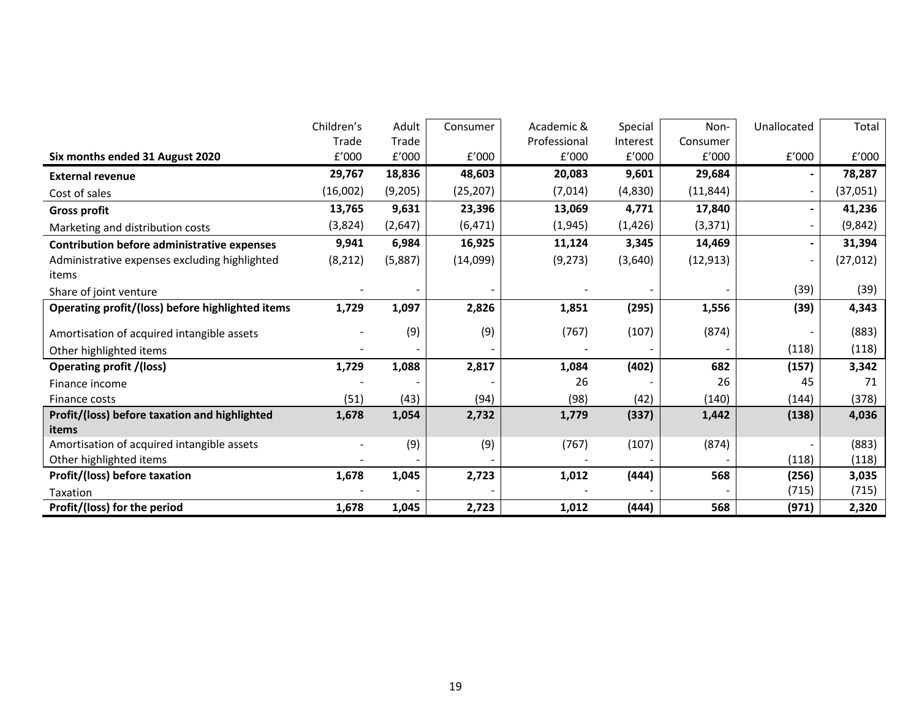| Six months ended 31 August 2020 | Children's Trade £'000 | Adult Trade £'000 | Consumer £'000 | Academic & Professional £'000 | Special Interest £'000 | Non-Consumer £'000 | Unallocated £'000 | Total £'000 |
|---|---|---|---|---|---|---|---|---|
| **External revenue** | **29,767** | **18,836** | **48,603** | **20,083** | **9,601** | **29,684** | **-** | **78,287** |
| Cost of sales | (16,002) | (9,205) | (25,207) | (7,014) | (4,830) | (11,844) | - | (37,051) |
| **Gross profit** | **13,765** | **9,631** | **23,396** | **13,069** | **4,771** | **17,840** | **-** | **41,236** |
| Marketing and distribution costs | (3,824) | (2,647) | (6,471) | (1,945) | (1,426) | (3,371) | - | (9,842) |
| **Contribution before administrative expenses** | **9,941** | **6,984** | **16,925** | **11,124** | **3,345** | **14,469** | **-** | **31,394** |
| Administrative expenses excluding highlighted items | (8,212) | (5,887) | (14,099) | (9,273) | (3,640) | (12,913) | - | (27,012) |
| Share of joint venture | - | - | - | - | - | - | (39) | (39) |
| **Operating profit/(loss) before highlighted items** | **1,729** | **1,097** | **2,826** | **1,851** | **(295)** | **1,556** | **(39)** | **4,343** |
| Amortisation of acquired intangible assets | - | (9) | (9) | (767) | (107) | (874) | - | (883) |
| Other highlighted items | - | - | - | - | - | - | (118) | (118) |
| **Operating profit /(loss)** | **1,729** | **1,088** | **2,817** | **1,084** | **(402)** | **682** | **(157)** | **3,342** |
| Finance income | - | - | - | 26 | - | 26 | 45 | 71 |
| Finance costs | (51) | (43) | (94) | (98) | (42) | (140) | (144) | (378) |
| **Profit/(loss) before taxation and highlighted items** | **1,678** | **1,054** | **2,732** | **1,779** | **(337)** | **1,442** | **(138)** | **4,036** |
| Amortisation of acquired intangible assets | - | (9) | (9) | (767) | (107) | (874) | - | (883) |
| Other highlighted items | - | - | - | - | - | - | (118) | (118) |
| **Profit/(loss) before taxation** | **1,678** | **1,045** | **2,723** | **1,012** | **(444)** | **568** | **(256)** | **3,035** |
| Taxation | - | - | - | - | - | - | (715) | (715) |
| **Profit/(loss) for the period** | **1,678** | **1,045** | **2,723** | **1,012** | **(444)** | **568** | **(971)** | **2,320** |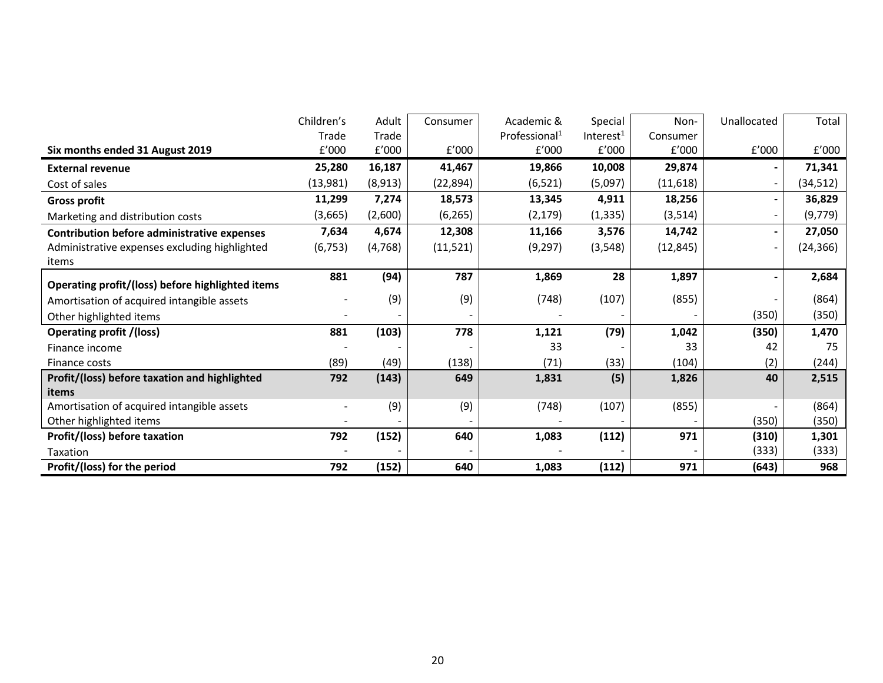| Six months ended 31 August 2019 | Children's Trade £'000 | Adult Trade £'000 | Consumer £'000 | Academic & Professional[1] £'000 | Special Interest[1] £'000 | Non-Consumer £'000 | Unallocated £'000 | Total £'000 |
|---|---|---|---|---|---|---|---|---|
| **External revenue** | **25,280** | **16,187** | **41,467** | **19,866** | **10,008** | **29,874** | **-** | **71,341** |
| Cost of sales | (13,981) | (8,913) | (22,894) | (6,521) | (5,097) | (11,618) | - | (34,512) |
| **Gross profit** | **11,299** | **7,274** | **18,573** | **13,345** | **4,911** | **18,256** | **-** | **36,829** |
| Marketing and distribution costs | (3,665) | (2,600) | (6,265) | (2,179) | (1,335) | (3,514) | - | (9,779) |
| **Contribution before administrative expenses** | **7,634** | **4,674** | **12,308** | **11,166** | **3,576** | **14,742** | **-** | **27,050** |
| Administrative expenses excluding highlighted items | (6,753) | (4,768) | (11,521) | (9,297) | (3,548) | (12,845) | - | (24,366) |
| **Operating profit/(loss) before highlighted items** | **881** | **(94)** | **787** | **1,869** | **28** | **1,897** | **-** | **2,684** |
| Amortisation of acquired intangible assets | - | (9) | (9) | (748) | (107) | (855) | - | (864) |
| Other highlighted items | - | - | - | - | - | - | (350) | (350) |
| **Operating profit /(loss)** | **881** | **(103)** | **778** | **1,121** | **(79)** | **1,042** | **(350)** | **1,470** |
| Finance income | - | - | - | 33 | - | 33 | 42 | 75 |
| Finance costs | (89) | (49) | (138) | (71) | (33) | (104) | (2) | (244) |
| **Profit/(loss) before taxation and highlighted items** | **792** | **(143)** | **649** | **1,831** | **(5)** | **1,826** | **40** | **2,515** |
| Amortisation of acquired intangible assets | - | (9) | (9) | (748) | (107) | (855) | - | (864) |
| Other highlighted items | - | - | - | - | - | - | (350) | (350) |
| **Profit/(loss) before taxation** | **792** | **(152)** | **640** | **1,083** | **(112)** | **971** | **(310)** | **1,301** |
| Taxation | - | - | - | - | - | - | (333) | (333) |
| **Profit/(loss) for the period** | **792** | **(152)** | **640** | **1,083** | **(112)** | **971** | **(643)** | **968** |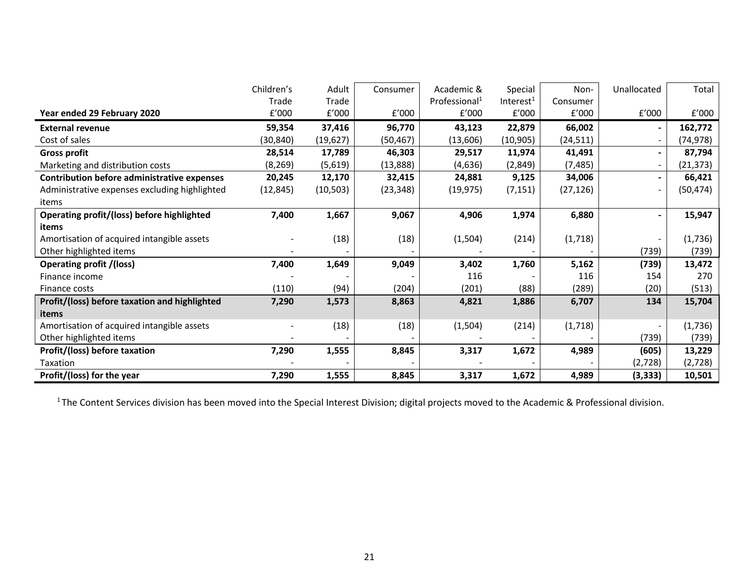| Year ended 29 February 2020 | Children's Trade £'000 | Adult Trade £'000 | Consumer £'000 | Academic & Professional[1] £'000 | Special Interest[1] £'000 | Non-Consumer £'000 | Unallocated £'000 | Total £'000 |
|---|---|---|---|---|---|---|---|---|
| **External revenue** | **59,354** | **37,416** | **96,770** | **43,123** | **22,879** | **66,002** | **-** | **162,772** |
| Cost of sales | (30,840) | (19,627) | (50,467) | (13,606) | (10,905) | (24,511) | - | (74,978) |
| **Gross profit** | **28,514** | **17,789** | **46,303** | **29,517** | **11,974** | **41,491** | **-** | **87,794** |
| Marketing and distribution costs | (8,269) | (5,619) | (13,888) | (4,636) | (2,849) | (7,485) | - | (21,373) |
| **Contribution before administrative expenses** | **20,245** | **12,170** | **32,415** | **24,881** | **9,125** | **34,006** | **-** | **66,421** |
| Administrative expenses excluding highlighted items | (12,845) | (10,503) | (23,348) | (19,975) | (7,151) | (27,126) | - | (50,474) |
| **Operating profit/(loss) before highlighted items** | **7,400** | **1,667** | **9,067** | **4,906** | **1,974** | **6,880** | **-** | **15,947** |
| Amortisation of acquired intangible assets | - | (18) | (18) | (1,504) | (214) | (1,718) | - | (1,736) |
| Other highlighted items | - | - | - | - | - | - | (739) | (739) |
| **Operating profit /(loss)** | **7,400** | **1,649** | **9,049** | **3,402** | **1,760** | **5,162** | **(739)** | **13,472** |
| Finance income | - | - | - | 116 | - | 116 | 154 | 270 |
| Finance costs | (110) | (94) | (204) | (201) | (88) | (289) | (20) | (513) |
| **Profit/(loss) before taxation and highlighted items** | **7,290** | **1,573** | **8,863** | **4,821** | **1,886** | **6,707** | **134** | **15,704** |
| Amortisation of acquired intangible assets | - | (18) | (18) | (1,504) | (214) | (1,718) | - | (1,736) |
| Other highlighted items | - | - | - | - | - | - | (739) | (739) |
| **Profit/(loss) before taxation** | **7,290** | **1,555** | **8,845** | **3,317** | **1,672** | **4,989** | **(605)** | **13,229** |
| Taxation | - | - | - | - | - | - | (2,728) | (2,728) |
| **Profit/(loss) for the year** | **7,290** | **1,555** | **8,845** | **3,317** | **1,672** | **4,989** | **(3,333)** | **10,501** |

[1] The Content Services division has been moved into the Special Interest Division; digital projects moved to the Academic & Professional division.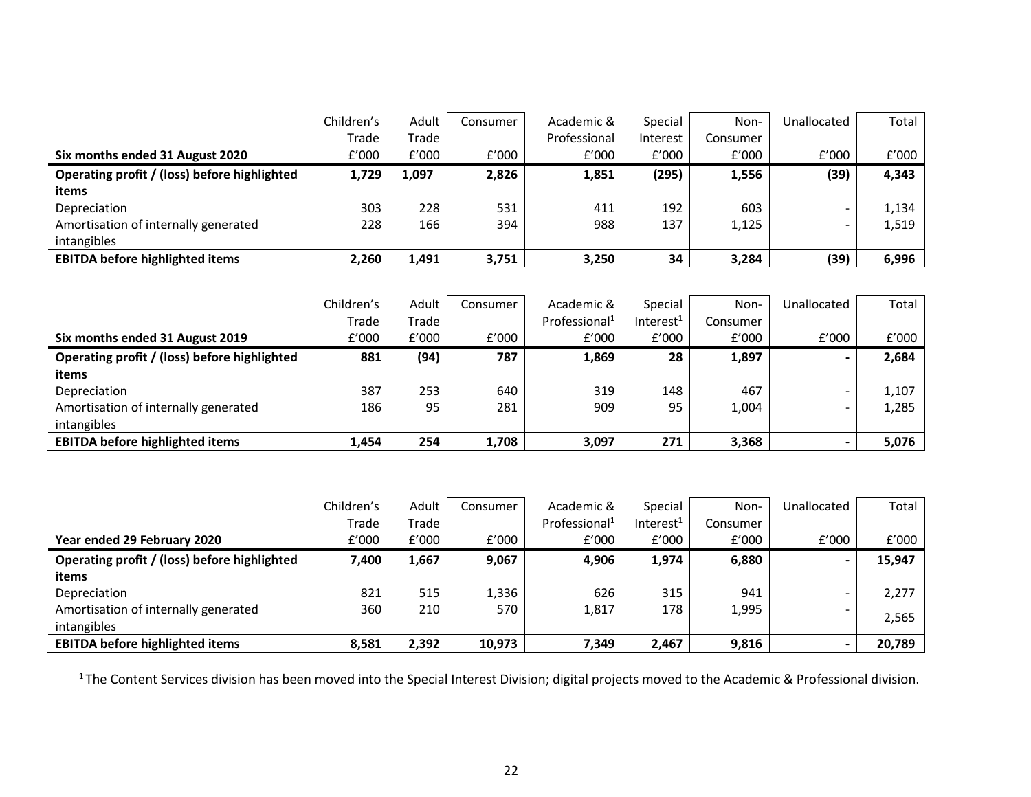| Six months ended 31 August 2020 | Children's Trade £'000 | Adult Trade £'000 | Consumer £'000 | Academic & Professional £'000 | Special Interest £'000 | Non-Consumer £'000 | Unallocated £'000 | Total £'000 |
|---|---|---|---|---|---|---|---|---|
| **Operating profit / (loss) before highlighted items** | **1,729** | **1,097** | **2,826** | **1,851** | **(295)** | **1,556** | **(39)** | **4,343** |
| Depreciation | 303 | 228 | 531 | 411 | 192 | 603 | - | 1,134 |
| Amortisation of internally generated intangibles | 228 | 166 | 394 | 988 | 137 | 1,125 | - | 1,519 |
| **EBITDA before highlighted items** | **2,260** | **1,491** | **3,751** | **3,250** | **34** | **3,284** | **(39)** | **6,996** |

| Six months ended 31 August 2019 | Children's Trade £'000 | Adult Trade £'000 | Consumer £'000 | Academic & Professional[1] £'000 | Special Interest[1] £'000 | Non-Consumer £'000 | Unallocated £'000 | Total £'000 |
|---|---|---|---|---|---|---|---|---|
| **Operating profit / (loss) before highlighted items** | **881** | **(94)** | **787** | **1,869** | **28** | **1,897** | **-** | **2,684** |
| Depreciation | 387 | 253 | 640 | 319 | 148 | 467 | - | 1,107 |
| Amortisation of internally generated intangibles | 186 | 95 | 281 | 909 | 95 | 1,004 | - | 1,285 |
| **EBITDA before highlighted items** | **1,454** | **254** | **1,708** | **3,097** | **271** | **3,368** | **-** | **5,076** |

| Year ended 29 February 2020 | Children's Trade £'000 | Adult Trade £'000 | Consumer £'000 | Academic & Professional[1] £'000 | Special Interest[1] £'000 | Non-Consumer £'000 | Unallocated £'000 | Total £'000 |
|---|---|---|---|---|---|---|---|---|
| **Operating profit / (loss) before highlighted items** | **7,400** | **1,667** | **9,067** | **4,906** | **1,974** | **6,880** | **-** | **15,947** |
| Depreciation | 821 | 515 | 1,336 | 626 | 315 | 941 | - | 2,277 |
| Amortisation of internally generated intangibles | 360 | 210 | 570 | 1,817 | 178 | 1,995 | - | 2,565 |
| **EBITDA before highlighted items** | **8,581** | **2,392** | **10,973** | **7,349** | **2,467** | **9,816** | **-** | **20,789** |

[1] The Content Services division has been moved into the Special Interest Division; digital projects moved to the Academic & Professional division.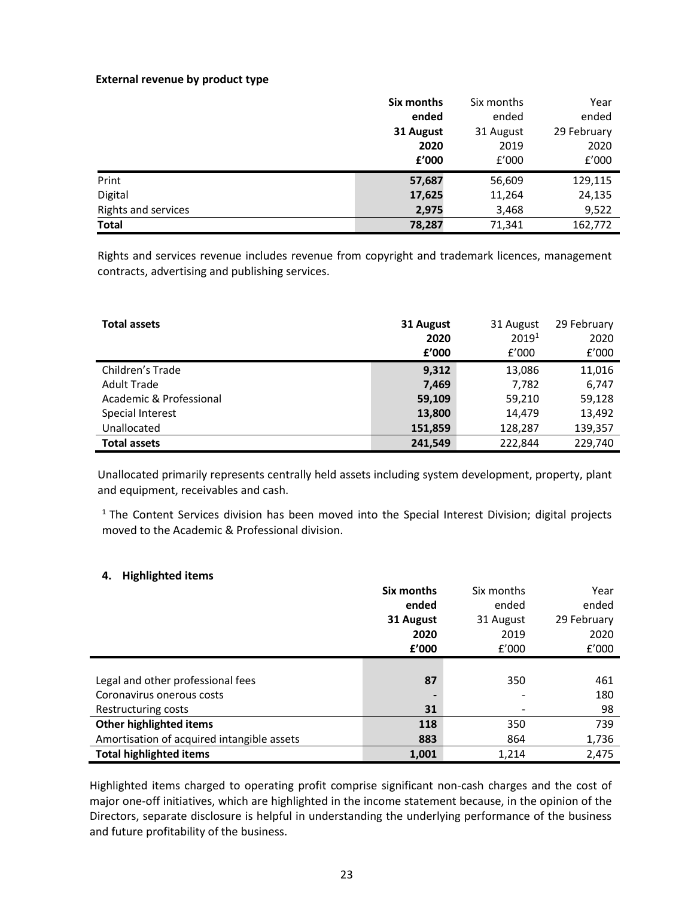**External revenue by product type**

| | **Six months ended 31 August 2020 £'000** | Six months ended 31 August 2019 £'000 | Year ended 29 February 2020 £'000 |
|---|---|---|---|
| Print | **57,687** | 56,609 | 129,115 |
| Digital | **17,625** | 11,264 | 24,135 |
| Rights and services | **2,975** | 3,468 | 9,522 |
| **Total** | **78,287** | 71,341 | 162,772 |

Rights and services revenue includes revenue from copyright and trademark licences, management contracts, advertising and publishing services.

| **Total assets** | **31 August 2020 £'000** | 31 August 2019[1] £'000 | 29 February 2020 £'000 |
|---|---|---|---|
| Children's Trade | **9,312** | 13,086 | 11,016 |
| Adult Trade | **7,469** | 7,782 | 6,747 |
| Academic & Professional | **59,109** | 59,210 | 59,128 |
| Special Interest | **13,800** | 14,479 | 13,492 |
| Unallocated | **151,859** | 128,287 | 139,357 |
| **Total assets** | **241,549** | 222,844 | 229,740 |

Unallocated primarily represents centrally held assets including system development, property, plant and equipment, receivables and cash.

[1] The Content Services division has been moved into the Special Interest Division; digital projects moved to the Academic & Professional division.

#### 4. Highlighted items

| | **Six months ended 31 August 2020 £'000** | Six months ended 31 August 2019 £'000 | Year ended 29 February 2020 £'000 |
|---|---|---|---|
| Legal and other professional fees | **87** | 350 | 461 |
| Coronavirus onerous costs | **-** | - | 180 |
| Restructuring costs | **31** | - | 98 |
| **Other highlighted items** | **118** | 350 | 739 |
| Amortisation of acquired intangible assets | **883** | 864 | 1,736 |
| **Total highlighted items** | **1,001** | 1,214 | 2,475 |

Highlighted items charged to operating profit comprise significant non-cash charges and the cost of major one-off initiatives, which are highlighted in the income statement because, in the opinion of the Directors, separate disclosure is helpful in understanding the underlying performance of the business and future profitability of the business.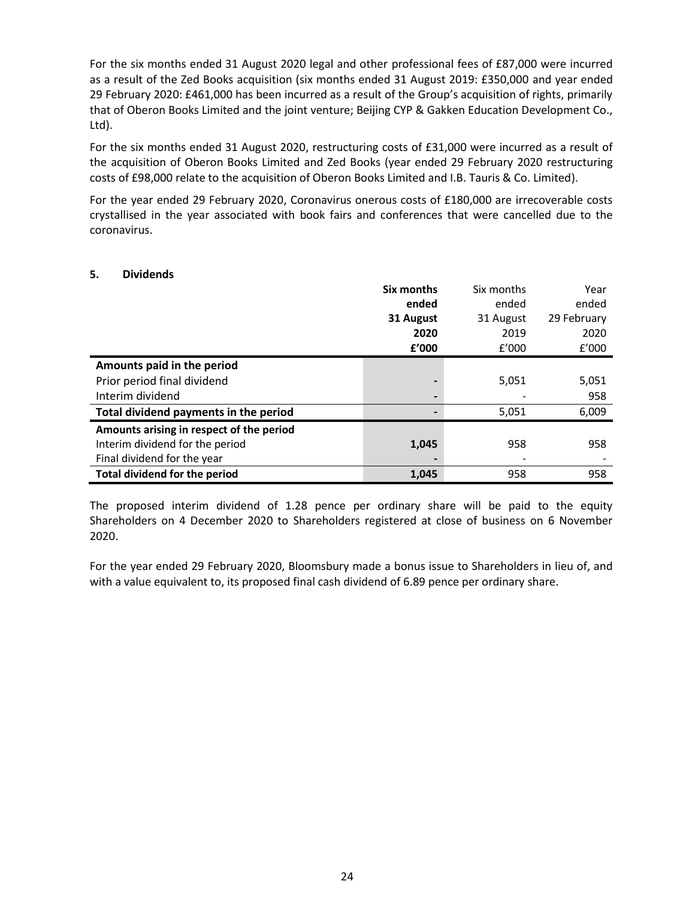For the six months ended 31 August 2020 legal and other professional fees of £87,000 were incurred as a result of the Zed Books acquisition (six months ended 31 August 2019: £350,000 and year ended 29 February 2020: £461,000 has been incurred as a result of the Group's acquisition of rights, primarily that of Oberon Books Limited and the joint venture; Beijing CYP & Gakken Education Development Co., Ltd).

For the six months ended 31 August 2020, restructuring costs of £31,000 were incurred as a result of the acquisition of Oberon Books Limited and Zed Books (year ended 29 February 2020 restructuring costs of £98,000 relate to the acquisition of Oberon Books Limited and I.B. Tauris & Co. Limited).

For the year ended 29 February 2020, Coronavirus onerous costs of £180,000 are irrecoverable costs crystallised in the year associated with book fairs and conferences that were cancelled due to the coronavirus.

## 5. Dividends

| | **Six months ended 31 August 2020 £'000** | Six months ended 31 August 2019 £'000 | Year ended 29 February 2020 £'000 |
|---|---|---|---|
| **Amounts paid in the period** | | | |
| Prior period final dividend | **-** | 5,051 | 5,051 |
| Interim dividend | **-** | - | 958 |
| **Total dividend payments in the period** | **-** | 5,051 | 6,009 |
| **Amounts arising in respect of the period** | | | |
| Interim dividend for the period | **1,045** | 958 | 958 |
| Final dividend for the year | **-** | - | - |
| **Total dividend for the period** | **1,045** | 958 | 958 |

The proposed interim dividend of 1.28 pence per ordinary share will be paid to the equity Shareholders on 4 December 2020 to Shareholders registered at close of business on 6 November 2020.

For the year ended 29 February 2020, Bloomsbury made a bonus issue to Shareholders in lieu of, and with a value equivalent to, its proposed final cash dividend of 6.89 pence per ordinary share.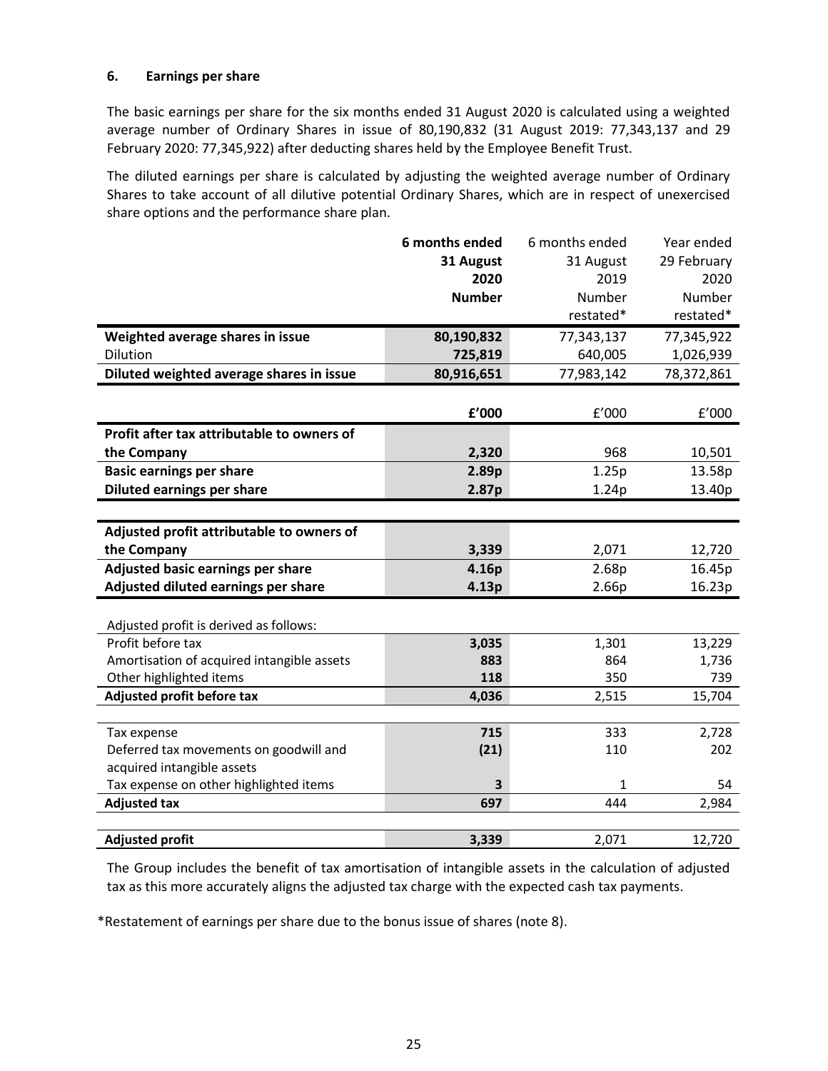### 6. Earnings per share

The basic earnings per share for the six months ended 31 August 2020 is calculated using a weighted average number of Ordinary Shares in issue of 80,190,832 (31 August 2019: 77,343,137 and 29 February 2020: 77,345,922) after deducting shares held by the Employee Benefit Trust.

The diluted earnings per share is calculated by adjusting the weighted average number of Ordinary Shares to take account of all dilutive potential Ordinary Shares, which are in respect of unexercised share options and the performance share plan.

| | **6 months ended 31 August 2020 Number** | 6 months ended 31 August 2019 Number restated* | Year ended 29 February 2020 Number restated* |
|---|---|---|---|
| **Weighted average shares in issue** | **80,190,832** | 77,343,137 | 77,345,922 |
| Dilution | **725,819** | 640,005 | 1,026,939 |
| **Diluted weighted average shares in issue** | **80,916,651** | 77,983,142 | 78,372,861 |
| | **£'000** | £'000 | £'000 |
| **Profit after tax attributable to owners of the Company** | **2,320** | 968 | 10,501 |
| **Basic earnings per share** | **2.89p** | 1.25p | 13.58p |
| **Diluted earnings per share** | **2.87p** | 1.24p | 13.40p |
| | | | |
| **Adjusted profit attributable to owners of the Company** | **3,339** | 2,071 | 12,720 |
| **Adjusted basic earnings per share** | **4.16p** | 2.68p | 16.45p |
| **Adjusted diluted earnings per share** | **4.13p** | 2.66p | 16.23p |
| | | | |
| Adjusted profit is derived as follows: | | | |
| Profit before tax | **3,035** | 1,301 | 13,229 |
| Amortisation of acquired intangible assets | **883** | 864 | 1,736 |
| Other highlighted items | **118** | 350 | 739 |
| **Adjusted profit before tax** | **4,036** | 2,515 | 15,704 |
| | | | |
| Tax expense | **715** | 333 | 2,728 |
| Deferred tax movements on goodwill and acquired intangible assets | **(21)** | 110 | 202 |
| Tax expense on other highlighted items | **3** | 1 | 54 |
| **Adjusted tax** | **697** | 444 | 2,984 |
| | | | |
| **Adjusted profit** | **3,339** | 2,071 | 12,720 |

The Group includes the benefit of tax amortisation of intangible assets in the calculation of adjusted tax as this more accurately aligns the adjusted tax charge with the expected cash tax payments.

*Restatement of earnings per share due to the bonus issue of shares (note 8).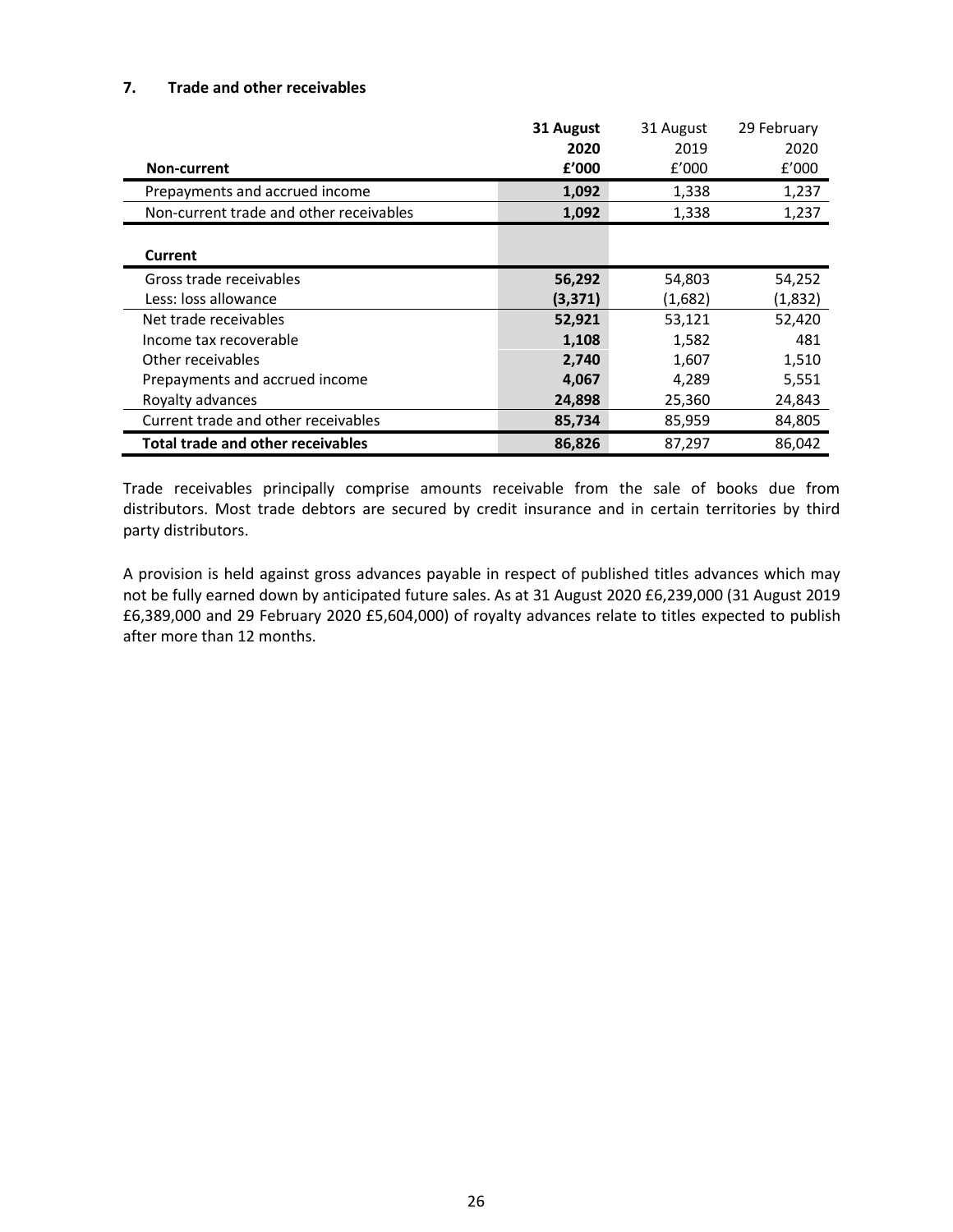## 7. Trade and other receivables

| Non-current | **31 August 2020 £'000** | 31 August 2019 £'000 | 29 February 2020 £'000 |
|---|---|---|---|
| Prepayments and accrued income | **1,092** | 1,338 | 1,237 |
| Non-current trade and other receivables | **1,092** | 1,338 | 1,237 |
| | | | |
| **Current** | | | |
| Gross trade receivables | **56,292** | 54,803 | 54,252 |
| Less: loss allowance | **(3,371)** | (1,682) | (1,832) |
| Net trade receivables | **52,921** | 53,121 | 52,420 |
| Income tax recoverable | **1,108** | 1,582 | 481 |
| Other receivables | **2,740** | 1,607 | 1,510 |
| Prepayments and accrued income | **4,067** | 4,289 | 5,551 |
| Royalty advances | **24,898** | 25,360 | 24,843 |
| Current trade and other receivables | **85,734** | 85,959 | 84,805 |
| **Total trade and other receivables** | **86,826** | 87,297 | 86,042 |

Trade receivables principally comprise amounts receivable from the sale of books due from distributors. Most trade debtors are secured by credit insurance and in certain territories by third party distributors.

A provision is held against gross advances payable in respect of published titles advances which may not be fully earned down by anticipated future sales. As at 31 August 2020 £6,239,000 (31 August 2019 £6,389,000 and 29 February 2020 £5,604,000) of royalty advances relate to titles expected to publish after more than 12 months.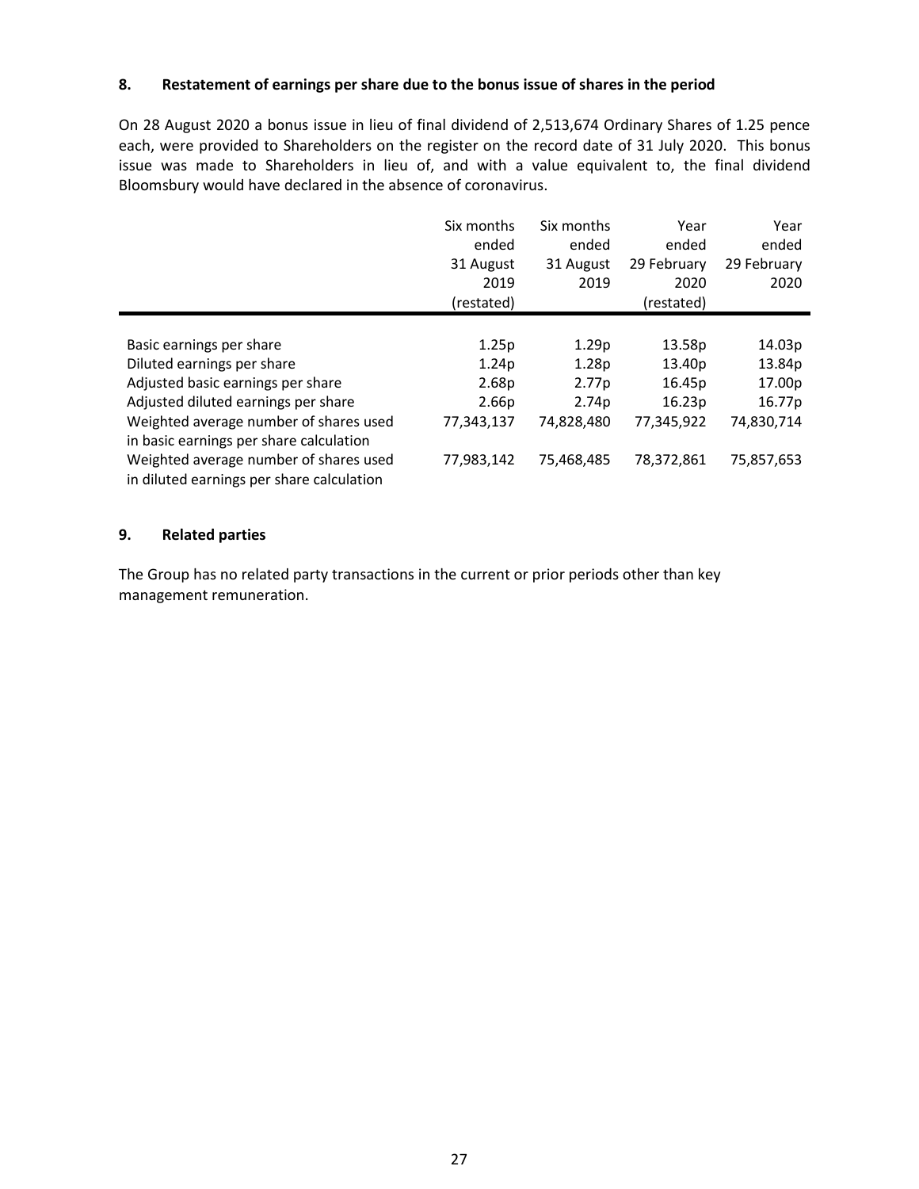### 8. Restatement of earnings per share due to the bonus issue of shares in the period

On 28 August 2020 a bonus issue in lieu of final dividend of 2,513,674 Ordinary Shares of 1.25 pence each, were provided to Shareholders on the register on the record date of 31 July 2020. This bonus issue was made to Shareholders in lieu of, and with a value equivalent to, the final dividend Bloomsbury would have declared in the absence of coronavirus.

| | Six months ended 31 August 2019 (restated) | Six months ended 31 August 2019 | Year ended 29 February 2020 (restated) | Year ended 29 February 2020 |
|---|---|---|---|---|
| Basic earnings per share | 1.25p | 1.29p | 13.58p | 14.03p |
| Diluted earnings per share | 1.24p | 1.28p | 13.40p | 13.84p |
| Adjusted basic earnings per share | 2.68p | 2.77p | 16.45p | 17.00p |
| Adjusted diluted earnings per share | 2.66p | 2.74p | 16.23p | 16.77p |
| Weighted average number of shares used in basic earnings per share calculation | 77,343,137 | 74,828,480 | 77,345,922 | 74,830,714 |
| Weighted average number of shares used in diluted earnings per share calculation | 77,983,142 | 75,468,485 | 78,372,861 | 75,857,653 |

### 9. Related parties

The Group has no related party transactions in the current or prior periods other than key management remuneration.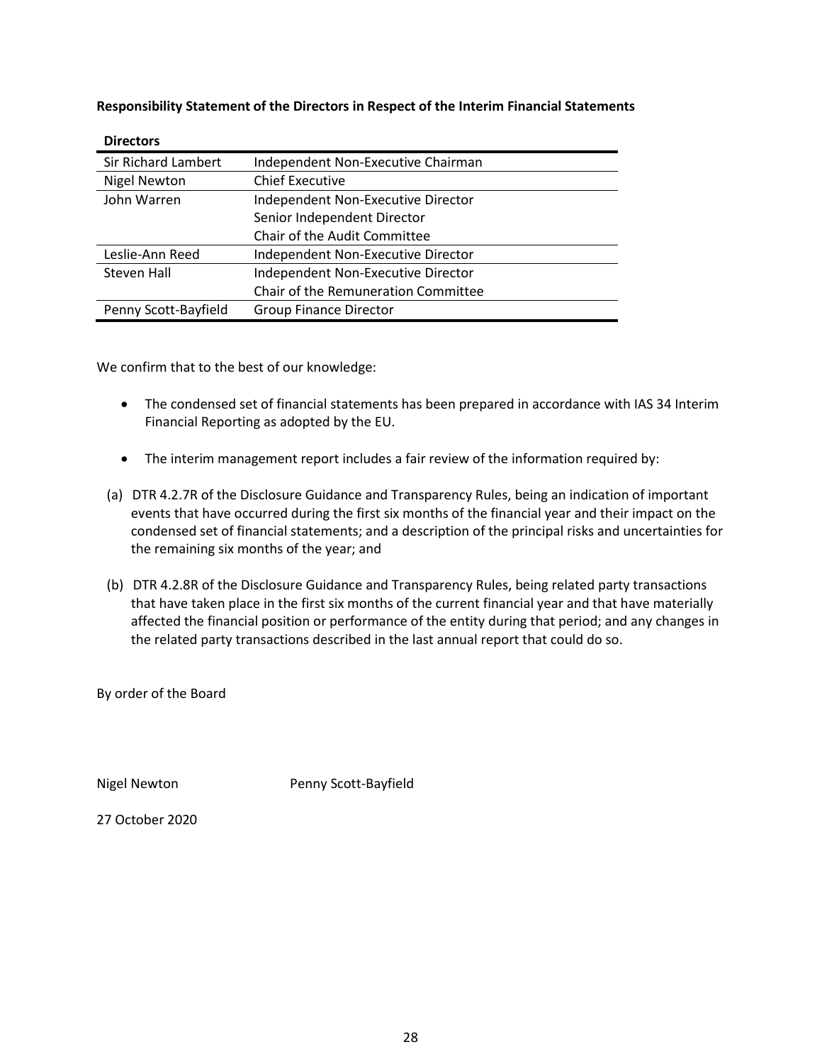**Responsibility Statement of the Directors in Respect of the Interim Financial Statements**

| **Directors** | |
|---|---|
| Sir Richard Lambert | Independent Non-Executive Chairman |
| Nigel Newton | Chief Executive |
| John Warren | Independent Non-Executive Director<br>Senior Independent Director<br>Chair of the Audit Committee |
| Leslie-Ann Reed | Independent Non-Executive Director |
| Steven Hall | Independent Non-Executive Director<br>Chair of the Remuneration Committee |
| Penny Scott-Bayfield | Group Finance Director |

We confirm that to the best of our knowledge:

- The condensed set of financial statements has been prepared in accordance with IAS 34 Interim Financial Reporting as adopted by the EU.

- The interim management report includes a fair review of the information required by:

(a) DTR 4.2.7R of the Disclosure Guidance and Transparency Rules, being an indication of important events that have occurred during the first six months of the financial year and their impact on the condensed set of financial statements; and a description of the principal risks and uncertainties for the remaining six months of the year; and

(b) DTR 4.2.8R of the Disclosure Guidance and Transparency Rules, being related party transactions that have taken place in the first six months of the current financial year and that have materially affected the financial position or performance of the entity during that period; and any changes in the related party transactions described in the last annual report that could do so.

By order of the Board

Nigel Newton Penny Scott-Bayfield

27 October 2020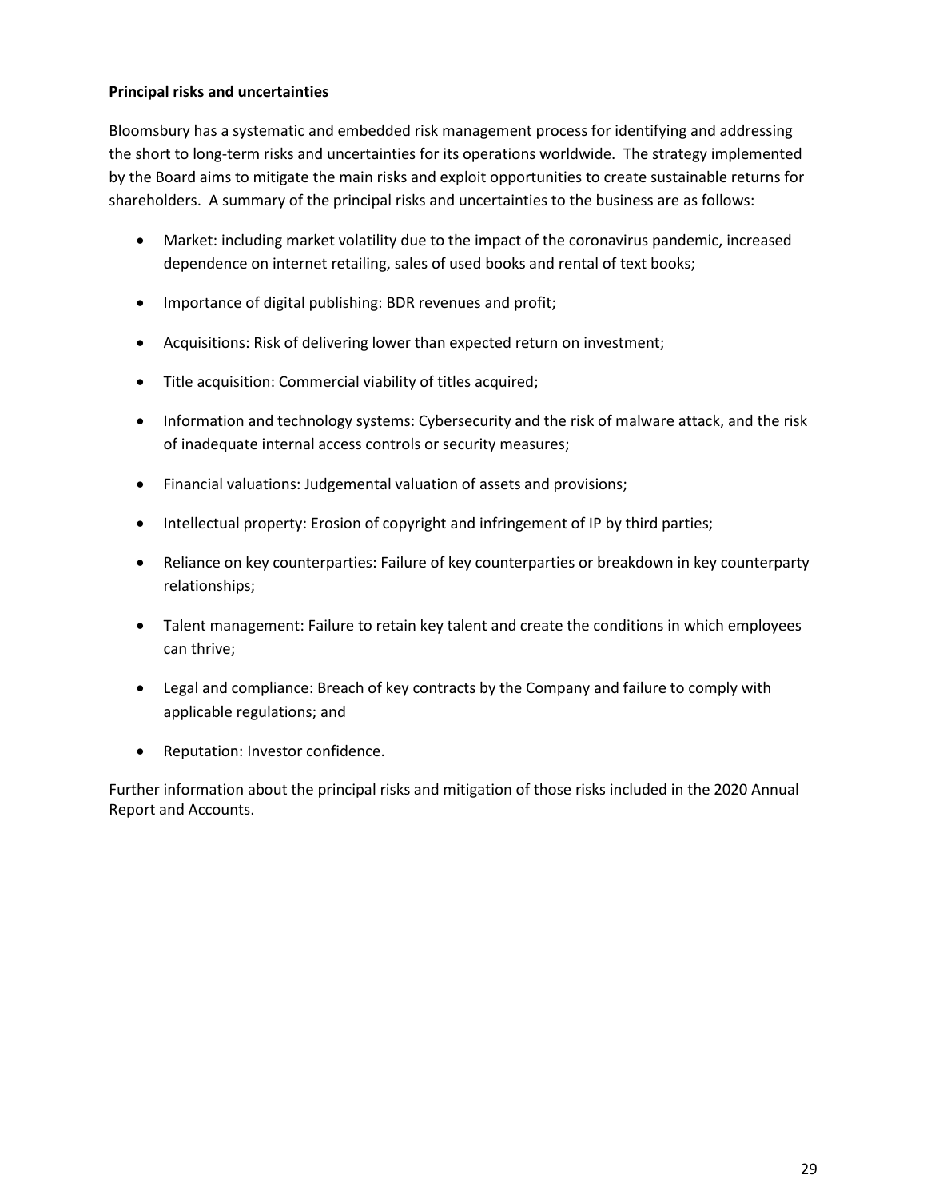**Principal risks and uncertainties**

Bloomsbury has a systematic and embedded risk management process for identifying and addressing the short to long-term risks and uncertainties for its operations worldwide. The strategy implemented by the Board aims to mitigate the main risks and exploit opportunities to create sustainable returns for shareholders. A summary of the principal risks and uncertainties to the business are as follows:

- Market: including market volatility due to the impact of the coronavirus pandemic, increased dependence on internet retailing, sales of used books and rental of text books;
- Importance of digital publishing: BDR revenues and profit;
- Acquisitions: Risk of delivering lower than expected return on investment;
- Title acquisition: Commercial viability of titles acquired;
- Information and technology systems: Cybersecurity and the risk of malware attack, and the risk of inadequate internal access controls or security measures;
- Financial valuations: Judgemental valuation of assets and provisions;
- Intellectual property: Erosion of copyright and infringement of IP by third parties;
- Reliance on key counterparties: Failure of key counterparties or breakdown in key counterparty relationships;
- Talent management: Failure to retain key talent and create the conditions in which employees can thrive;
- Legal and compliance: Breach of key contracts by the Company and failure to comply with applicable regulations; and
- Reputation: Investor confidence.

Further information about the principal risks and mitigation of those risks included in the 2020 Annual Report and Accounts.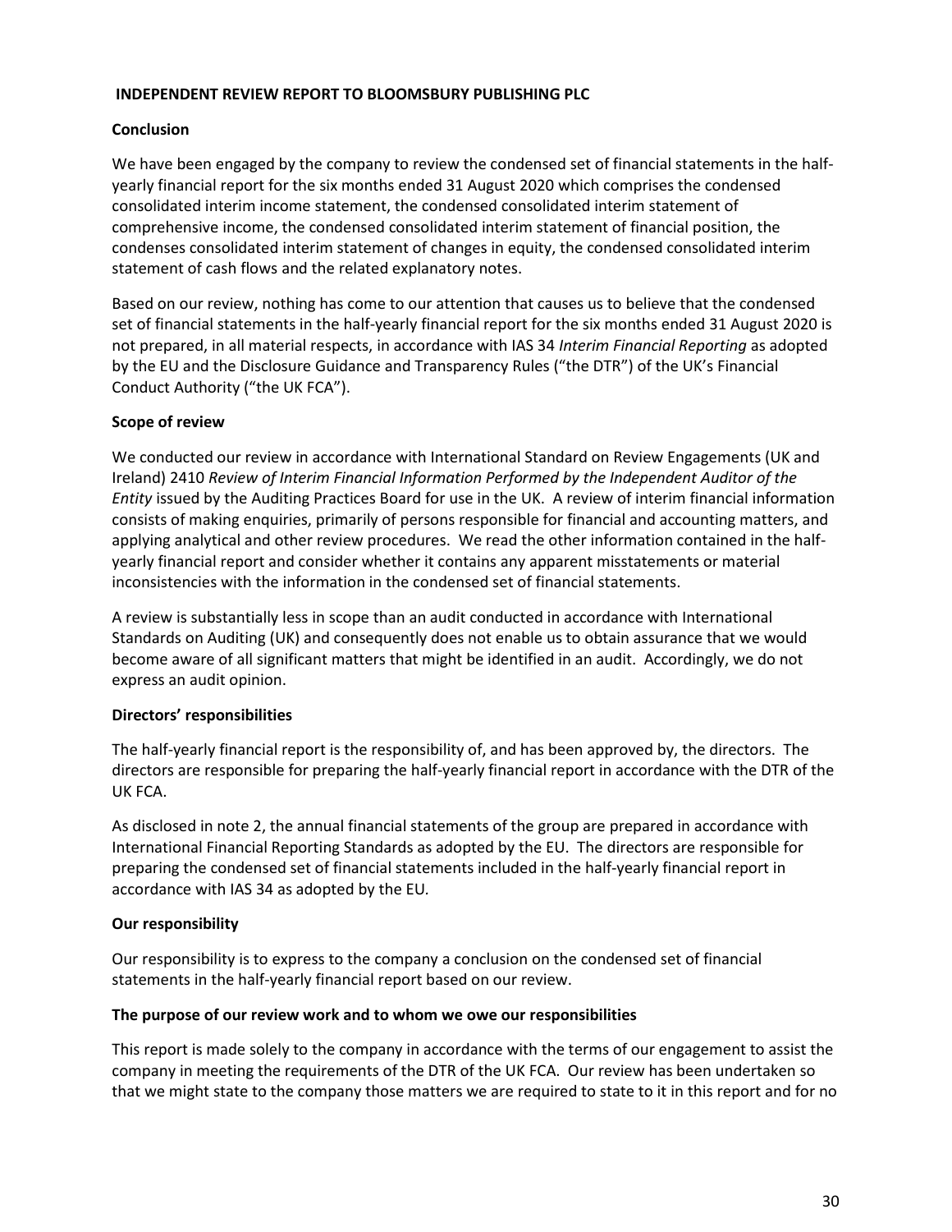# INDEPENDENT REVIEW REPORT TO BLOOMSBURY PUBLISHING PLC

## Conclusion

We have been engaged by the company to review the condensed set of financial statements in the half-yearly financial report for the six months ended 31 August 2020 which comprises the condensed consolidated interim income statement, the condensed consolidated interim statement of comprehensive income, the condensed consolidated interim statement of financial position, the condenses consolidated interim statement of changes in equity, the condensed consolidated interim statement of cash flows and the related explanatory notes.

Based on our review, nothing has come to our attention that causes us to believe that the condensed set of financial statements in the half-yearly financial report for the six months ended 31 August 2020 is not prepared, in all material respects, in accordance with IAS 34 *Interim Financial Reporting* as adopted by the EU and the Disclosure Guidance and Transparency Rules ("the DTR") of the UK's Financial Conduct Authority ("the UK FCA").

## Scope of review

We conducted our review in accordance with International Standard on Review Engagements (UK and Ireland) 2410 *Review of Interim Financial Information Performed by the Independent Auditor of the Entity* issued by the Auditing Practices Board for use in the UK. A review of interim financial information consists of making enquiries, primarily of persons responsible for financial and accounting matters, and applying analytical and other review procedures. We read the other information contained in the half-yearly financial report and consider whether it contains any apparent misstatements or material inconsistencies with the information in the condensed set of financial statements.

A review is substantially less in scope than an audit conducted in accordance with International Standards on Auditing (UK) and consequently does not enable us to obtain assurance that we would become aware of all significant matters that might be identified in an audit. Accordingly, we do not express an audit opinion.

## Directors' responsibilities

The half-yearly financial report is the responsibility of, and has been approved by, the directors. The directors are responsible for preparing the half-yearly financial report in accordance with the DTR of the UK FCA.

As disclosed in note 2, the annual financial statements of the group are prepared in accordance with International Financial Reporting Standards as adopted by the EU. The directors are responsible for preparing the condensed set of financial statements included in the half-yearly financial report in accordance with IAS 34 as adopted by the EU.

## Our responsibility

Our responsibility is to express to the company a conclusion on the condensed set of financial statements in the half-yearly financial report based on our review.

## The purpose of our review work and to whom we owe our responsibilities

This report is made solely to the company in accordance with the terms of our engagement to assist the company in meeting the requirements of the DTR of the UK FCA. Our review has been undertaken so that we might state to the company those matters we are required to state to it in this report and for no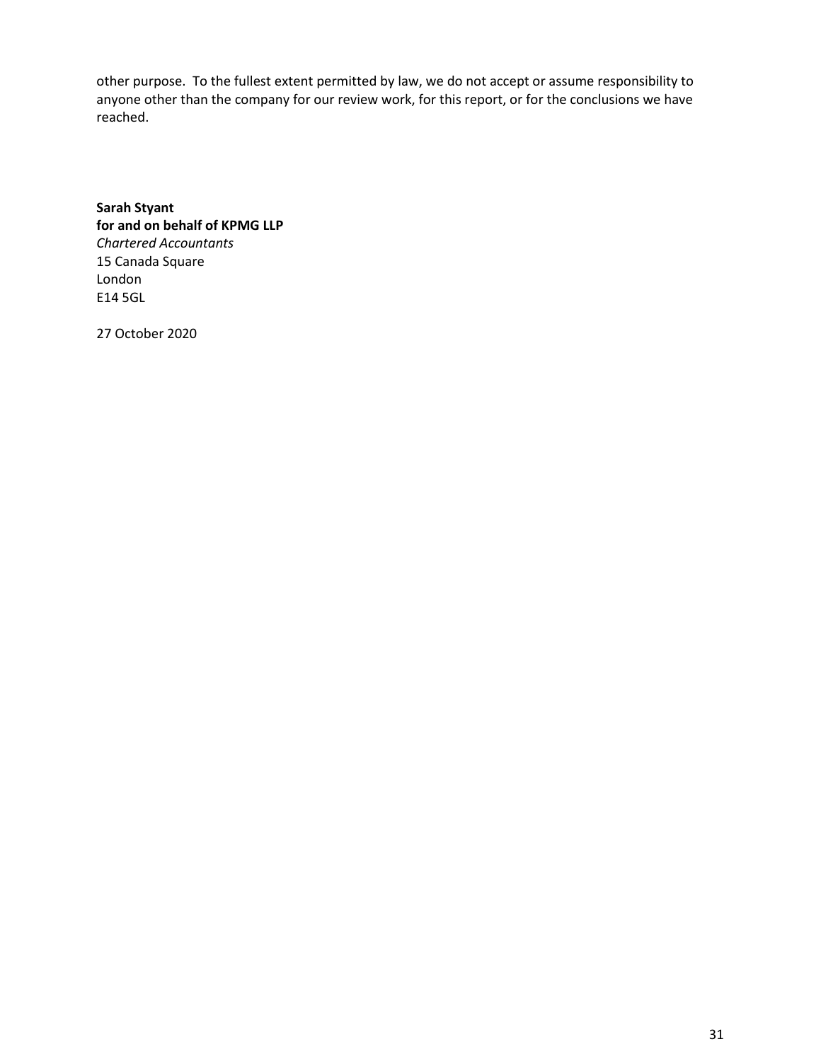other purpose. To the fullest extent permitted by law, we do not accept or assume responsibility to anyone other than the company for our review work, for this report, or for the conclusions we have reached.

**Sarah Styant**
**for and on behalf of KPMG LLP**
*Chartered Accountants*
15 Canada Square
London
E14 5GL

27 October 2020